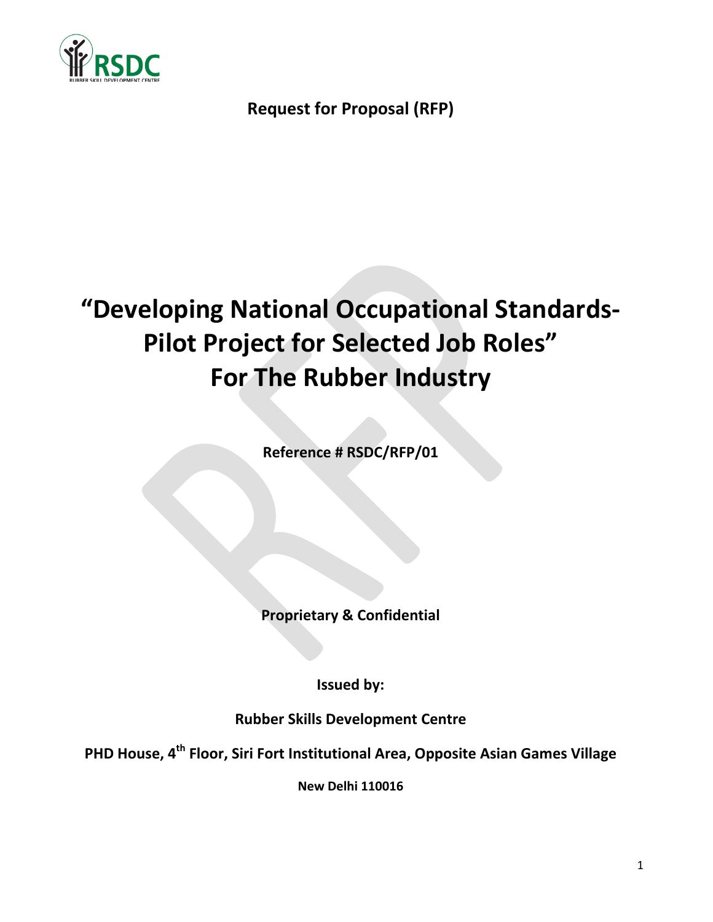**Request for Proposal (RFP)**

# "Developing National Occupational Standards- Pilot Project for Selected Job Roles" For The Rubber Industry

**Reference # RSDC/RFP/01**

**Proprietary & Confidential**

**Issued by:**

**Rubber Skills Development Centre**

**PHD House, 4th Floor, Siri Fort Institutional Area, Opposite Asian Games Village**

**New Delhi 110016**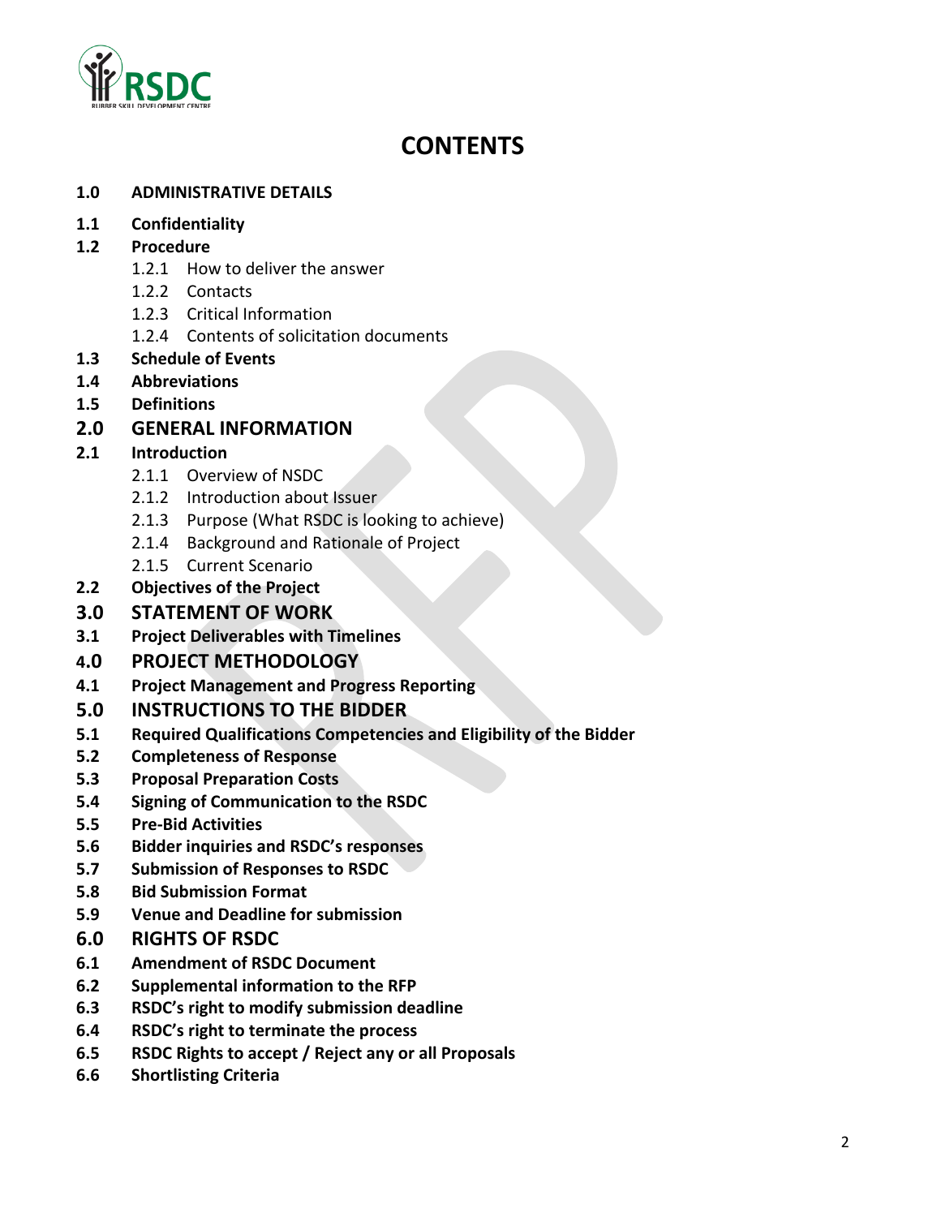# CONTENTS

**1.0 ADMINISTRATIVE DETAILS**

**1.1 Confidentiality**

**1.2 Procedure**

- 1.2.1 How to deliver the answer
- 1.2.2 Contacts
- 1.2.3 Critical Information
- 1.2.4 Contents of solicitation documents

**1.3 Schedule of Events**

**1.4 Abbreviations**

**1.5 Definitions**

**2.0 GENERAL INFORMATION**

**2.1 Introduction**

- 2.1.1 Overview of NSDC
- 2.1.2 Introduction about Issuer
- 2.1.3 Purpose (What RSDC is looking to achieve)
- 2.1.4 Background and Rationale of Project
- 2.1.5 Current Scenario

**2.2 Objectives of the Project**

**3.0 STATEMENT OF WORK**

**3.1 Project Deliverables with Timelines**

**4.0 PROJECT METHODOLOGY**

**4.1 Project Management and Progress Reporting**

**5.0 INSTRUCTIONS TO THE BIDDER**

**5.1 Required Qualifications Competencies and Eligibility of the Bidder**

**5.2 Completeness of Response**

**5.3 Proposal Preparation Costs**

**5.4 Signing of Communication to the RSDC**

**5.5 Pre-Bid Activities**

**5.6 Bidder inquiries and RSDC's responses**

**5.7 Submission of Responses to RSDC**

**5.8 Bid Submission Format**

**5.9 Venue and Deadline for submission**

**6.0 RIGHTS OF RSDC**

**6.1 Amendment of RSDC Document**

**6.2 Supplemental information to the RFP**

**6.3 RSDC's right to modify submission deadline**

**6.4 RSDC's right to terminate the process**

**6.5 RSDC Rights to accept / Reject any or all Proposals**

**6.6 Shortlisting Criteria**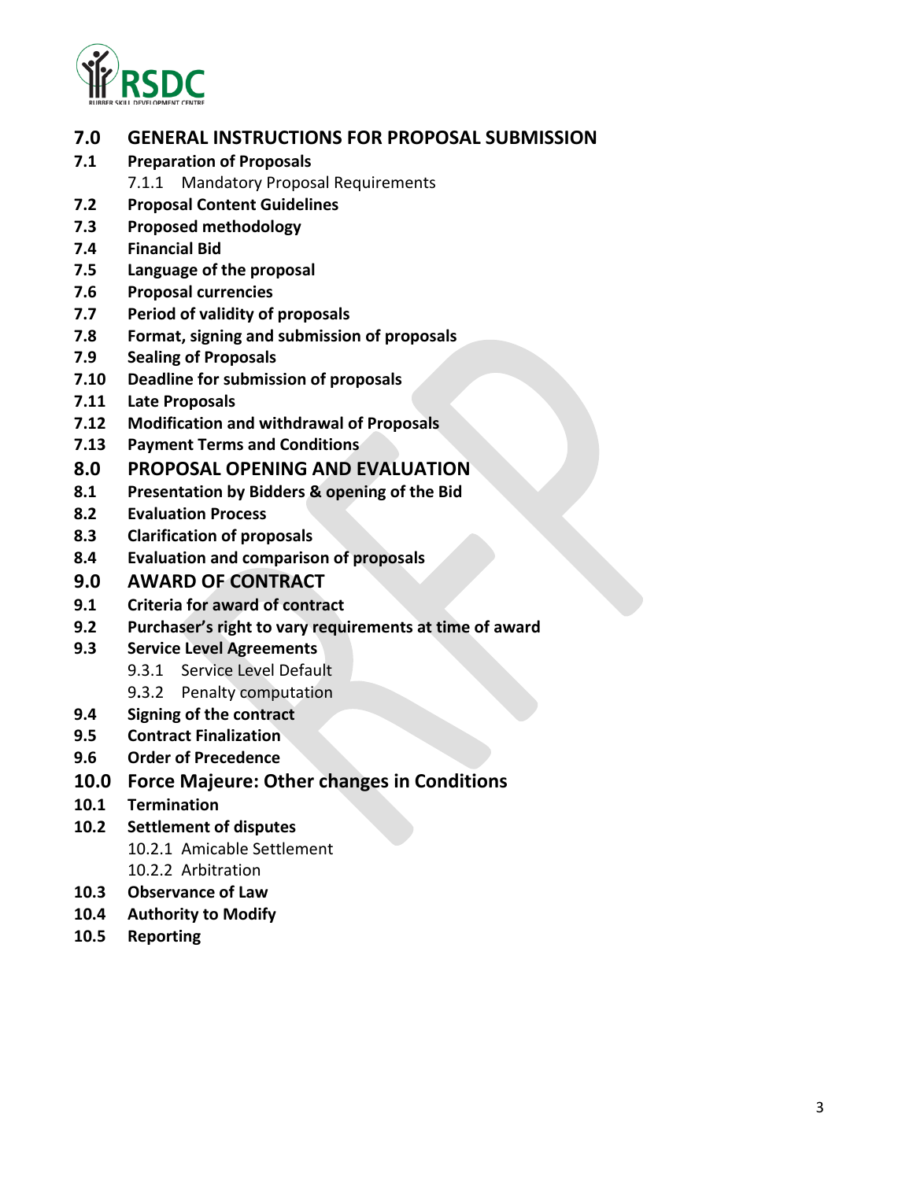**7.0 GENERAL INSTRUCTIONS FOR PROPOSAL SUBMISSION**

**7.1 Preparation of Proposals**

7.1.1 Mandatory Proposal Requirements

**7.2 Proposal Content Guidelines**

**7.3 Proposed methodology**

**7.4 Financial Bid**

**7.5 Language of the proposal**

**7.6 Proposal currencies**

**7.7 Period of validity of proposals**

**7.8 Format, signing and submission of proposals**

**7.9 Sealing of Proposals**

**7.10 Deadline for submission of proposals**

**7.11 Late Proposals**

**7.12 Modification and withdrawal of Proposals**

**7.13 Payment Terms and Conditions**

**8.0 PROPOSAL OPENING AND EVALUATION**

**8.1 Presentation by Bidders & opening of the Bid**

**8.2 Evaluation Process**

**8.3 Clarification of proposals**

**8.4 Evaluation and comparison of proposals**

**9.0 AWARD OF CONTRACT**

**9.1 Criteria for award of contract**

**9.2 Purchaser's right to vary requirements at time of award**

**9.3 Service Level Agreements**

9.3.1 Service Level Default

9.3.2 Penalty computation

**9.4 Signing of the contract**

**9.5 Contract Finalization**

**9.6 Order of Precedence**

**10.0 Force Majeure: Other changes in Conditions**

**10.1 Termination**

**10.2 Settlement of disputes**

10.2.1 Amicable Settlement

10.2.2 Arbitration

**10.3 Observance of Law**

**10.4 Authority to Modify**

**10.5 Reporting**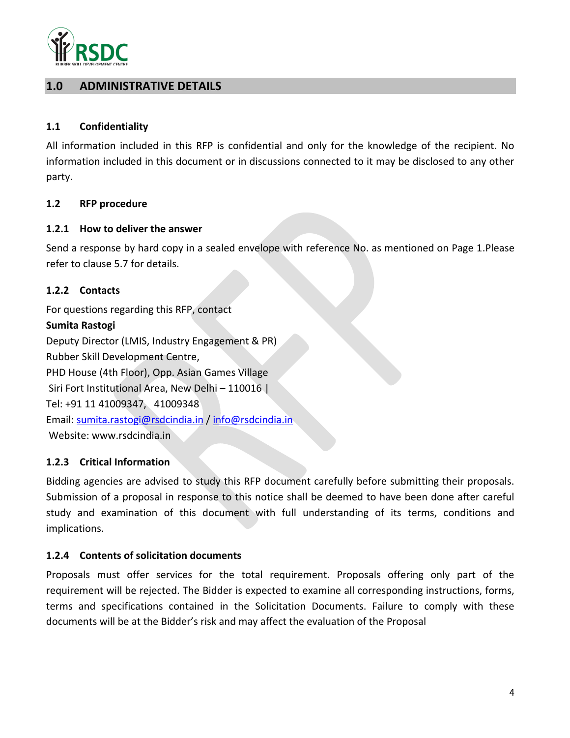## 1.0 ADMINISTRATIVE DETAILS

### 1.1 Confidentiality

All information included in this RFP is confidential and only for the knowledge of the recipient. No information included in this document or in discussions connected to it may be disclosed to any other party.

### 1.2 RFP procedure

#### 1.2.1 How to deliver the answer

Send a response by hard copy in a sealed envelope with reference No. as mentioned on Page 1.Please refer to clause 5.7 for details.

#### 1.2.2 Contacts

For questions regarding this RFP, contact

**Sumita Rastogi**
Deputy Director (LMIS, Industry Engagement & PR)
Rubber Skill Development Centre,
PHD House (4th Floor), Opp. Asian Games Village
Siri Fort Institutional Area, New Delhi – 110016 |
Tel: +91 11 41009347, 41009348
Email: sumita.rastogi@rsdcindia.in / info@rsdcindia.in
Website: www.rsdcindia.in

#### 1.2.3 Critical Information

Bidding agencies are advised to study this RFP document carefully before submitting their proposals. Submission of a proposal in response to this notice shall be deemed to have been done after careful study and examination of this document with full understanding of its terms, conditions and implications.

#### 1.2.4 Contents of solicitation documents

Proposals must offer services for the total requirement. Proposals offering only part of the requirement will be rejected. The Bidder is expected to examine all corresponding instructions, forms, terms and specifications contained in the Solicitation Documents. Failure to comply with these documents will be at the Bidder's risk and may affect the evaluation of the Proposal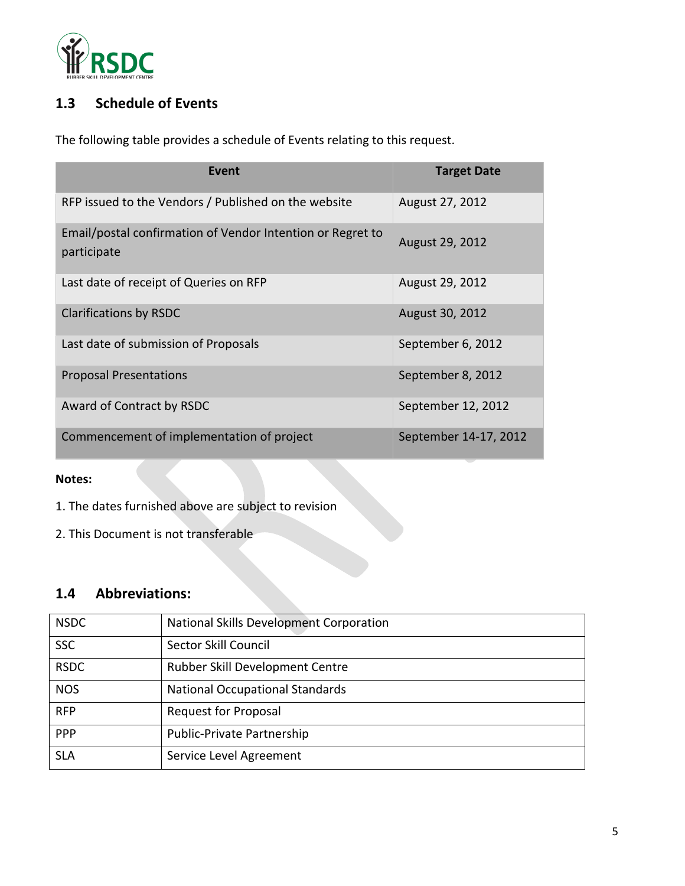## 1.3 Schedule of Events

The following table provides a schedule of Events relating to this request.

| Event | Target Date |
|---|---|
| RFP issued to the Vendors / Published on the website | August 27, 2012 |
| Email/postal confirmation of Vendor Intention or Regret to participate | August 29, 2012 |
| Last date of receipt of Queries on RFP | August 29, 2012 |
| Clarifications by RSDC | August 30, 2012 |
| Last date of submission of Proposals | September 6, 2012 |
| Proposal Presentations | September 8, 2012 |
| Award of Contract by RSDC | September 12, 2012 |
| Commencement of implementation of project | September 14-17, 2012 |

**Notes:**

1. The dates furnished above are subject to revision
2. This Document is not transferable

## 1.4 Abbreviations:

| | |
|---|---|
| NSDC | National Skills Development Corporation |
| SSC | Sector Skill Council |
| RSDC | Rubber Skill Development Centre |
| NOS | National Occupational Standards |
| RFP | Request for Proposal |
| PPP | Public-Private Partnership |
| SLA | Service Level Agreement |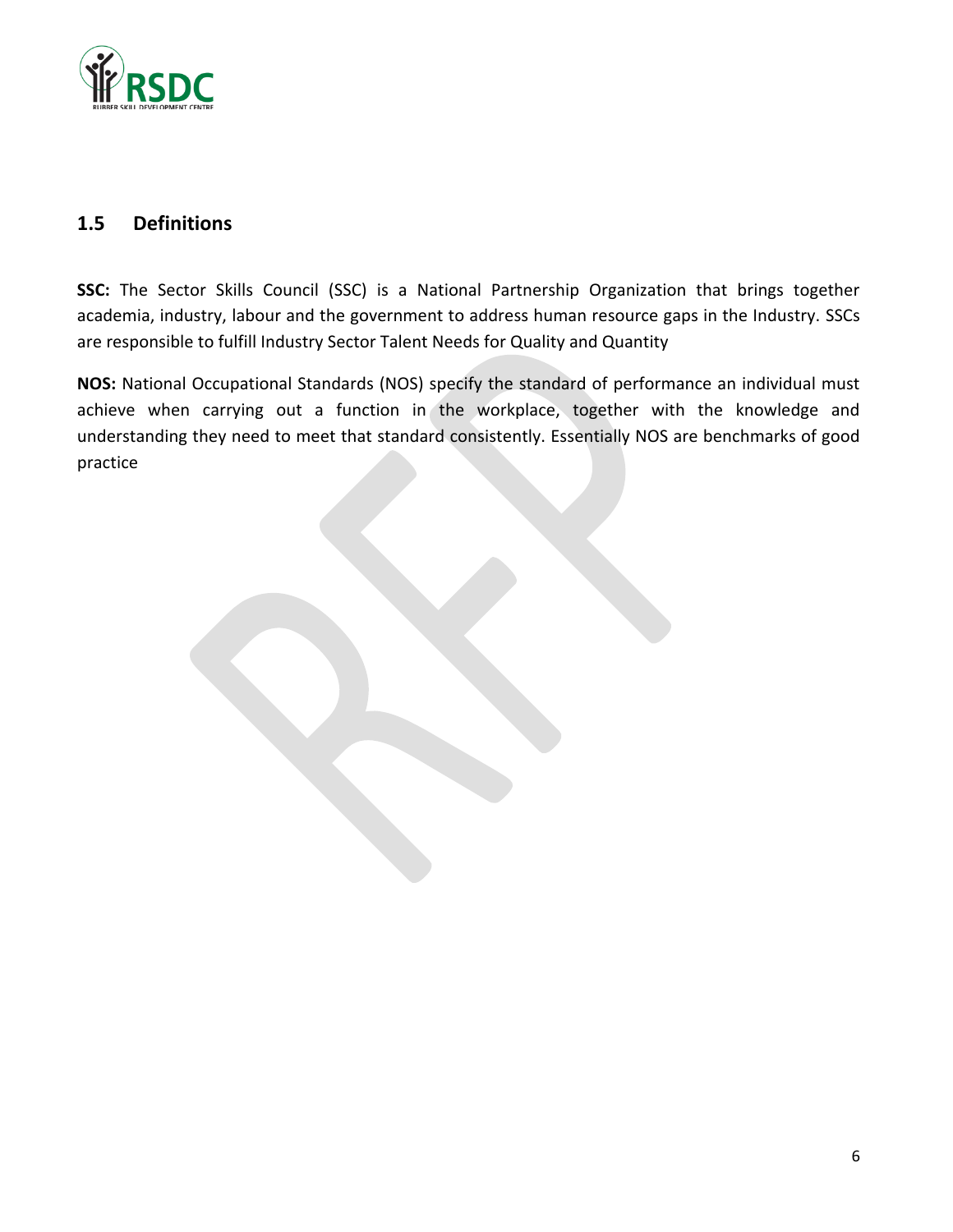## 1.5 Definitions

**SSC:** The Sector Skills Council (SSC) is a National Partnership Organization that brings together academia, industry, labour and the government to address human resource gaps in the Industry. SSCs are responsible to fulfill Industry Sector Talent Needs for Quality and Quantity

**NOS:** National Occupational Standards (NOS) specify the standard of performance an individual must achieve when carrying out a function in the workplace, together with the knowledge and understanding they need to meet that standard consistently. Essentially NOS are benchmarks of good practice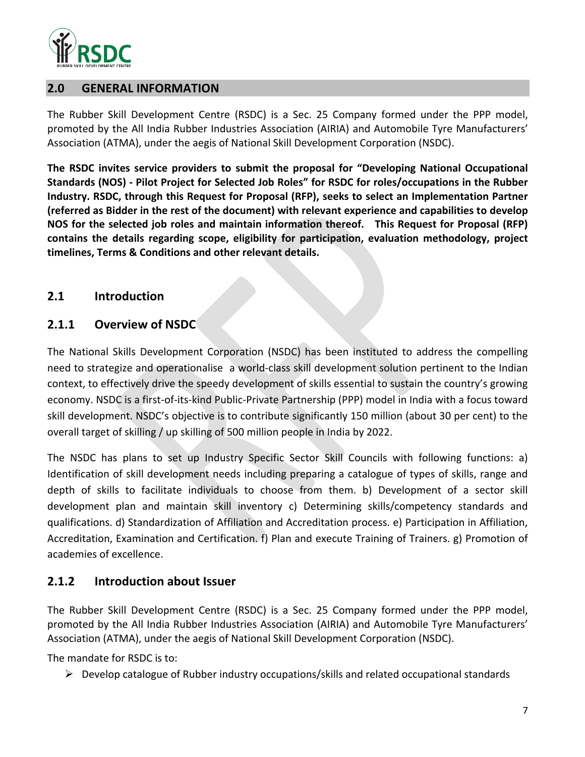## 2.0 GENERAL INFORMATION

The Rubber Skill Development Centre (RSDC) is a Sec. 25 Company formed under the PPP model, promoted by the All India Rubber Industries Association (AIRIA) and Automobile Tyre Manufacturers' Association (ATMA), under the aegis of National Skill Development Corporation (NSDC).

**The RSDC invites service providers to submit the proposal for "Developing National Occupational Standards (NOS) - Pilot Project for Selected Job Roles" for RSDC for roles/occupations in the Rubber Industry. RSDC, through this Request for Proposal (RFP), seeks to select an Implementation Partner (referred as Bidder in the rest of the document) with relevant experience and capabilities to develop NOS for the selected job roles and maintain information thereof. This Request for Proposal (RFP) contains the details regarding scope, eligibility for participation, evaluation methodology, project timelines, Terms & Conditions and other relevant details.**

### 2.1 Introduction

### 2.1.1 Overview of NSDC

The National Skills Development Corporation (NSDC) has been instituted to address the compelling need to strategize and operationalise a world-class skill development solution pertinent to the Indian context, to effectively drive the speedy development of skills essential to sustain the country's growing economy. NSDC is a first-of-its-kind Public-Private Partnership (PPP) model in India with a focus toward skill development. NSDC's objective is to contribute significantly 150 million (about 30 per cent) to the overall target of skilling / up skilling of 500 million people in India by 2022.

The NSDC has plans to set up Industry Specific Sector Skill Councils with following functions: a) Identification of skill development needs including preparing a catalogue of types of skills, range and depth of skills to facilitate individuals to choose from them. b) Development of a sector skill development plan and maintain skill inventory c) Determining skills/competency standards and qualifications. d) Standardization of Affiliation and Accreditation process. e) Participation in Affiliation, Accreditation, Examination and Certification. f) Plan and execute Training of Trainers. g) Promotion of academies of excellence.

### 2.1.2 Introduction about Issuer

The Rubber Skill Development Centre (RSDC) is a Sec. 25 Company formed under the PPP model, promoted by the All India Rubber Industries Association (AIRIA) and Automobile Tyre Manufacturers' Association (ATMA), under the aegis of National Skill Development Corporation (NSDC).

The mandate for RSDC is to:

- Develop catalogue of Rubber industry occupations/skills and related occupational standards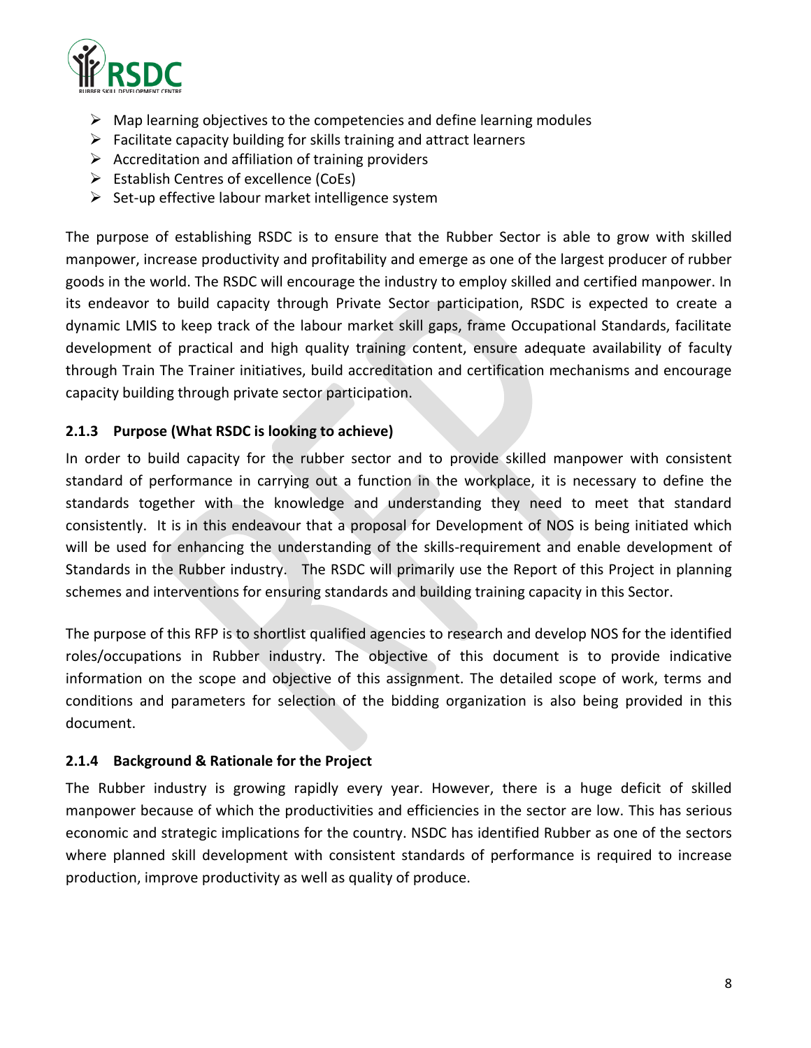- Map learning objectives to the competencies and define learning modules
- Facilitate capacity building for skills training and attract learners
- Accreditation and affiliation of training providers
- Establish Centres of excellence (CoEs)
- Set-up effective labour market intelligence system

The purpose of establishing RSDC is to ensure that the Rubber Sector is able to grow with skilled manpower, increase productivity and profitability and emerge as one of the largest producer of rubber goods in the world. The RSDC will encourage the industry to employ skilled and certified manpower. In its endeavor to build capacity through Private Sector participation, RSDC is expected to create a dynamic LMIS to keep track of the labour market skill gaps, frame Occupational Standards, facilitate development of practical and high quality training content, ensure adequate availability of faculty through Train The Trainer initiatives, build accreditation and certification mechanisms and encourage capacity building through private sector participation.

### 2.1.3 Purpose (What RSDC is looking to achieve)

In order to build capacity for the rubber sector and to provide skilled manpower with consistent standard of performance in carrying out a function in the workplace, it is necessary to define the standards together with the knowledge and understanding they need to meet that standard consistently. It is in this endeavour that a proposal for Development of NOS is being initiated which will be used for enhancing the understanding of the skills-requirement and enable development of Standards in the Rubber industry. The RSDC will primarily use the Report of this Project in planning schemes and interventions for ensuring standards and building training capacity in this Sector.

The purpose of this RFP is to shortlist qualified agencies to research and develop NOS for the identified roles/occupations in Rubber industry. The objective of this document is to provide indicative information on the scope and objective of this assignment. The detailed scope of work, terms and conditions and parameters for selection of the bidding organization is also being provided in this document.

### 2.1.4 Background & Rationale for the Project

The Rubber industry is growing rapidly every year. However, there is a huge deficit of skilled manpower because of which the productivities and efficiencies in the sector are low. This has serious economic and strategic implications for the country. NSDC has identified Rubber as one of the sectors where planned skill development with consistent standards of performance is required to increase production, improve productivity as well as quality of produce.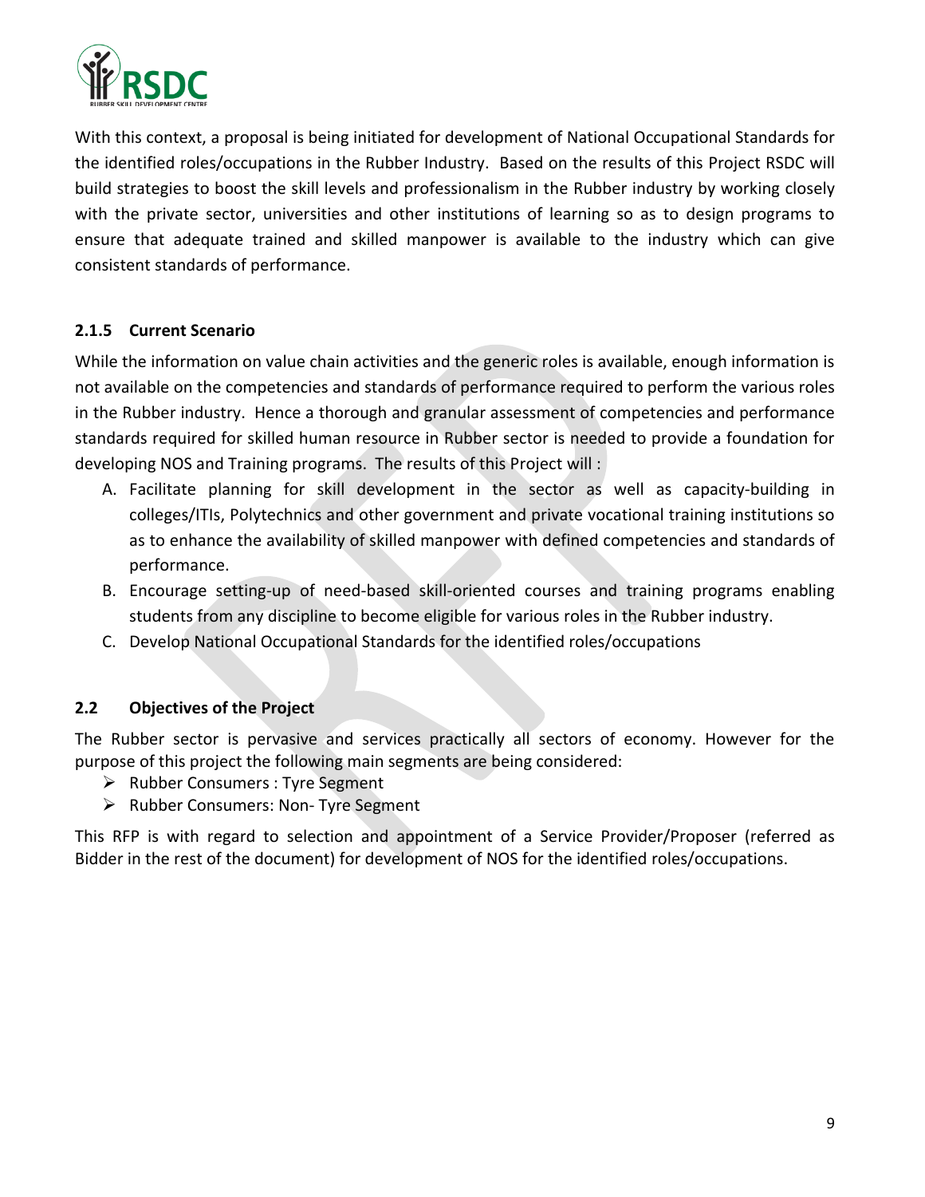With this context, a proposal is being initiated for development of National Occupational Standards for the identified roles/occupations in the Rubber Industry. Based on the results of this Project RSDC will build strategies to boost the skill levels and professionalism in the Rubber industry by working closely with the private sector, universities and other institutions of learning so as to design programs to ensure that adequate trained and skilled manpower is available to the industry which can give consistent standards of performance.

#### 2.1.5 Current Scenario

While the information on value chain activities and the generic roles is available, enough information is not available on the competencies and standards of performance required to perform the various roles in the Rubber industry. Hence a thorough and granular assessment of competencies and performance standards required for skilled human resource in Rubber sector is needed to provide a foundation for developing NOS and Training programs. The results of this Project will :

A. Facilitate planning for skill development in the sector as well as capacity-building in colleges/ITIs, Polytechnics and other government and private vocational training institutions so as to enhance the availability of skilled manpower with defined competencies and standards of performance.
B. Encourage setting-up of need-based skill-oriented courses and training programs enabling students from any discipline to become eligible for various roles in the Rubber industry.
C. Develop National Occupational Standards for the identified roles/occupations

### 2.2 Objectives of the Project

The Rubber sector is pervasive and services practically all sectors of economy. However for the purpose of this project the following main segments are being considered:

- Rubber Consumers : Tyre Segment
- Rubber Consumers: Non- Tyre Segment

This RFP is with regard to selection and appointment of a Service Provider/Proposer (referred as Bidder in the rest of the document) for development of NOS for the identified roles/occupations.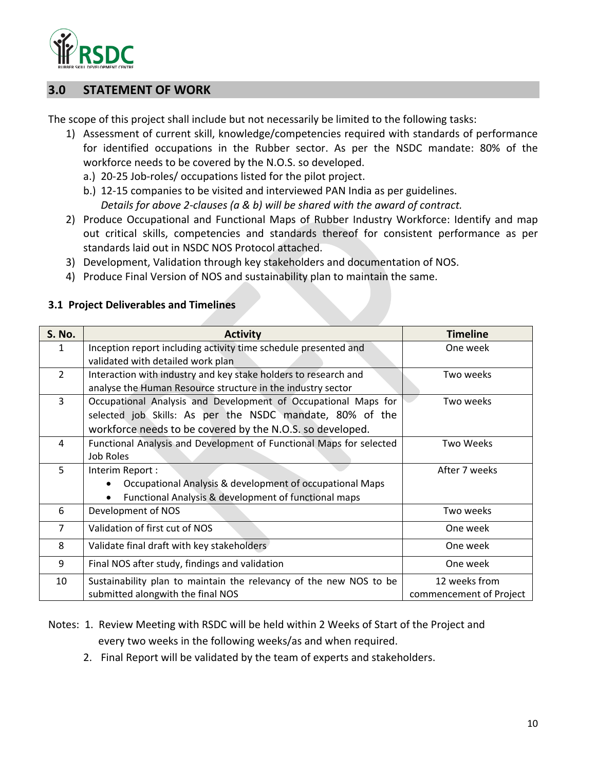## 3.0 STATEMENT OF WORK

The scope of this project shall include but not necessarily be limited to the following tasks:

1) Assessment of current skill, knowledge/competencies required with standards of performance for identified occupations in the Rubber sector. As per the NSDC mandate: 80% of the workforce needs to be covered by the N.O.S. so developed.
   a.) 20-25 Job-roles/ occupations listed for the pilot project.
   b.) 12-15 companies to be visited and interviewed PAN India as per guidelines.
   *Details for above 2-clauses (a & b) will be shared with the award of contract.*
2) Produce Occupational and Functional Maps of Rubber Industry Workforce: Identify and map out critical skills, competencies and standards thereof for consistent performance as per standards laid out in NSDC NOS Protocol attached.
3) Development, Validation through key stakeholders and documentation of NOS.
4) Produce Final Version of NOS and sustainability plan to maintain the same.

### 3.1 Project Deliverables and Timelines

| S. No. | Activity | Timeline |
|---|---|---|
| 1 | Inception report including activity time schedule presented and validated with detailed work plan | One week |
| 2 | Interaction with industry and key stake holders to research and analyse the Human Resource structure in the industry sector | Two weeks |
| 3 | Occupational Analysis and Development of Occupational Maps for selected job Skills: As per the NSDC mandate, 80% of the workforce needs to be covered by the N.O.S. so developed. | Two weeks |
| 4 | Functional Analysis and Development of Functional Maps for selected Job Roles | Two Weeks |
| 5 | Interim Report :<br>• Occupational Analysis & development of occupational Maps<br>• Functional Analysis & development of functional maps | After 7 weeks |
| 6 | Development of NOS | Two weeks |
| 7 | Validation of first cut of NOS | One week |
| 8 | Validate final draft with key stakeholders | One week |
| 9 | Final NOS after study, findings and validation | One week |
| 10 | Sustainability plan to maintain the relevancy of the new NOS to be submitted alongwith the final NOS | 12 weeks from commencement of Project |

Notes: 1. Review Meeting with RSDC will be held within 2 Weeks of Start of the Project and every two weeks in the following weeks/as and when required.

2. Final Report will be validated by the team of experts and stakeholders.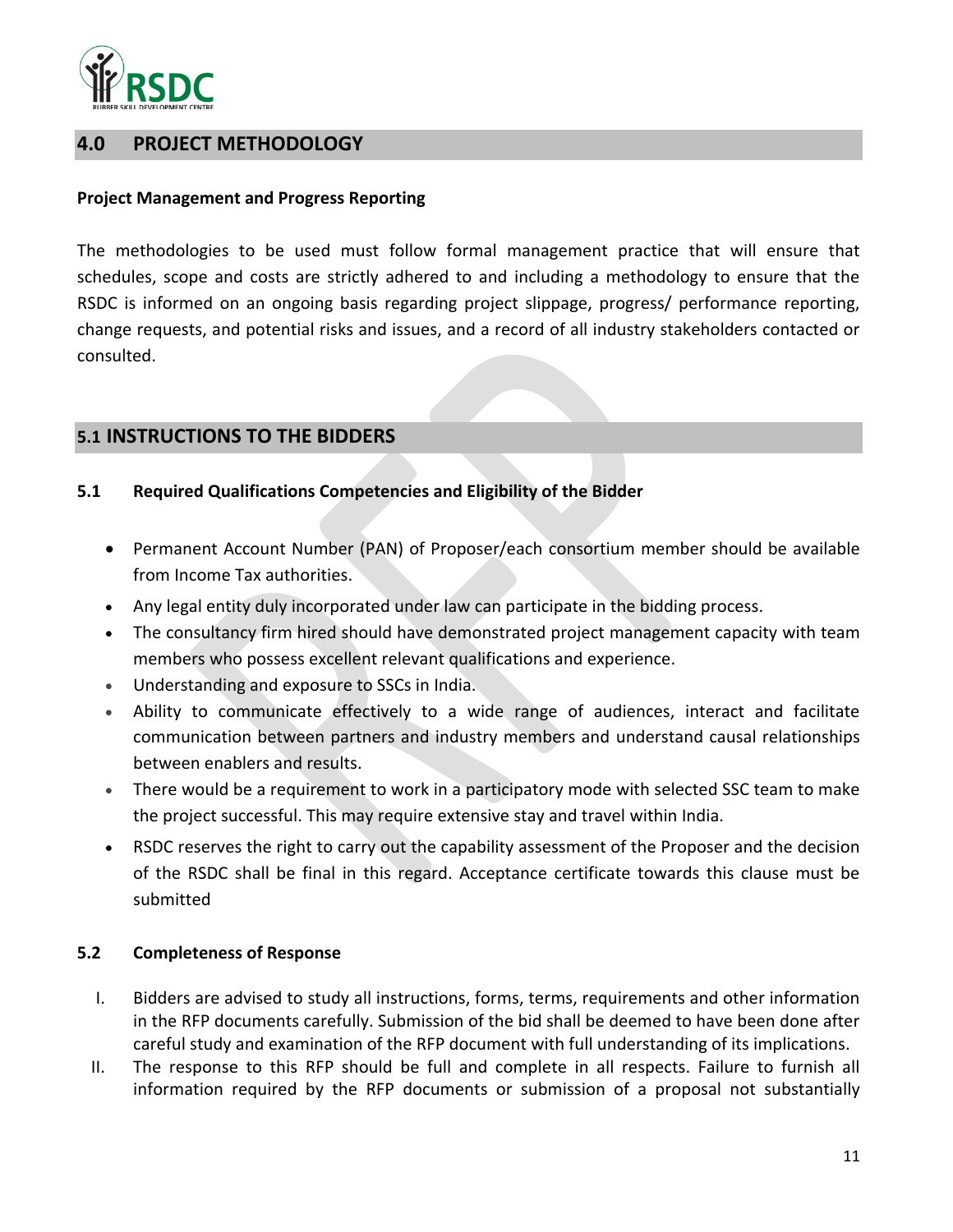## 4.0 PROJECT METHODOLOGY

**Project Management and Progress Reporting**

The methodologies to be used must follow formal management practice that will ensure that schedules, scope and costs are strictly adhered to and including a methodology to ensure that the RSDC is informed on an ongoing basis regarding project slippage, progress/ performance reporting, change requests, and potential risks and issues, and a record of all industry stakeholders contacted or consulted.

## 5.1 INSTRUCTIONS TO THE BIDDERS

### 5.1 Required Qualifications Competencies and Eligibility of the Bidder

- Permanent Account Number (PAN) of Proposer/each consortium member should be available from Income Tax authorities.
- Any legal entity duly incorporated under law can participate in the bidding process.
- The consultancy firm hired should have demonstrated project management capacity with team members who possess excellent relevant qualifications and experience.
- Understanding and exposure to SSCs in India.
- Ability to communicate effectively to a wide range of audiences, interact and facilitate communication between partners and industry members and understand causal relationships between enablers and results.
- There would be a requirement to work in a participatory mode with selected SSC team to make the project successful. This may require extensive stay and travel within India.
- RSDC reserves the right to carry out the capability assessment of the Proposer and the decision of the RSDC shall be final in this regard. Acceptance certificate towards this clause must be submitted

### 5.2 Completeness of Response

I. Bidders are advised to study all instructions, forms, terms, requirements and other information in the RFP documents carefully. Submission of the bid shall be deemed to have been done after careful study and examination of the RFP document with full understanding of its implications.

II. The response to this RFP should be full and complete in all respects. Failure to furnish all information required by the RFP documents or submission of a proposal not substantially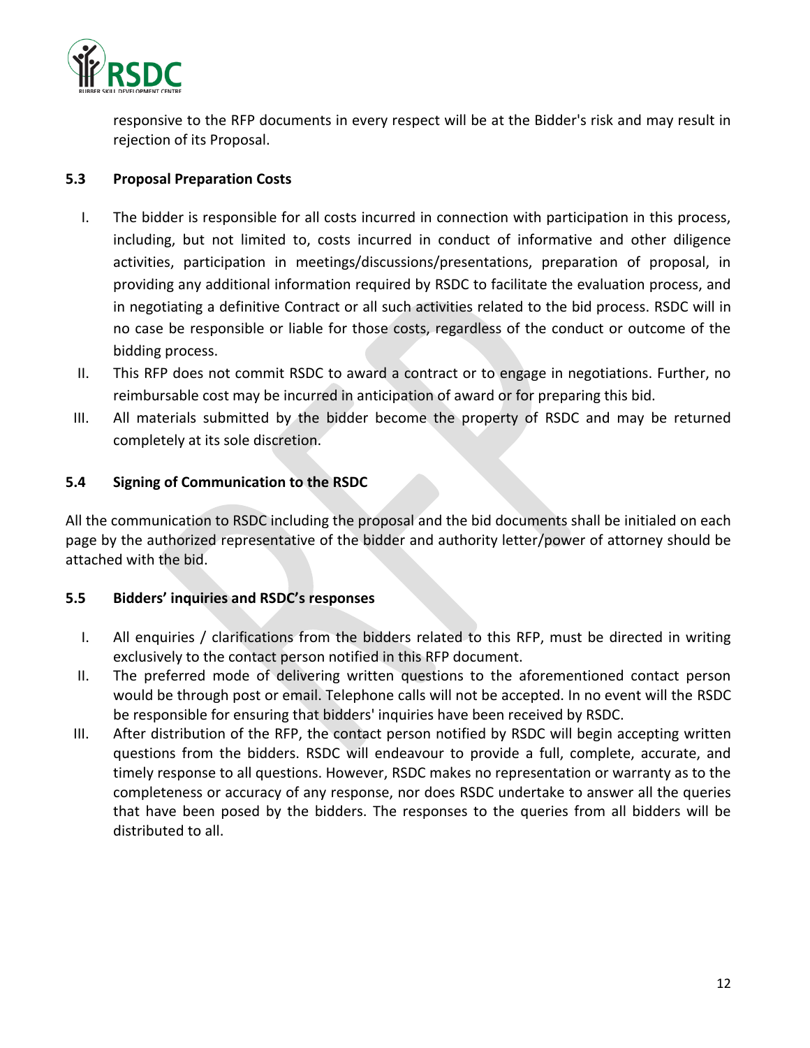responsive to the RFP documents in every respect will be at the Bidder's risk and may result in rejection of its Proposal.

### 5.3 Proposal Preparation Costs

I. The bidder is responsible for all costs incurred in connection with participation in this process, including, but not limited to, costs incurred in conduct of informative and other diligence activities, participation in meetings/discussions/presentations, preparation of proposal, in providing any additional information required by RSDC to facilitate the evaluation process, and in negotiating a definitive Contract or all such activities related to the bid process. RSDC will in no case be responsible or liable for those costs, regardless of the conduct or outcome of the bidding process.

II. This RFP does not commit RSDC to award a contract or to engage in negotiations. Further, no reimbursable cost may be incurred in anticipation of award or for preparing this bid.

III. All materials submitted by the bidder become the property of RSDC and may be returned completely at its sole discretion.

### 5.4 Signing of Communication to the RSDC

All the communication to RSDC including the proposal and the bid documents shall be initialed on each page by the authorized representative of the bidder and authority letter/power of attorney should be attached with the bid.

### 5.5 Bidders' inquiries and RSDC's responses

I. All enquiries / clarifications from the bidders related to this RFP, must be directed in writing exclusively to the contact person notified in this RFP document.

II. The preferred mode of delivering written questions to the aforementioned contact person would be through post or email. Telephone calls will not be accepted. In no event will the RSDC be responsible for ensuring that bidders' inquiries have been received by RSDC.

III. After distribution of the RFP, the contact person notified by RSDC will begin accepting written questions from the bidders. RSDC will endeavour to provide a full, complete, accurate, and timely response to all questions. However, RSDC makes no representation or warranty as to the completeness or accuracy of any response, nor does RSDC undertake to answer all the queries that have been posed by the bidders. The responses to the queries from all bidders will be distributed to all.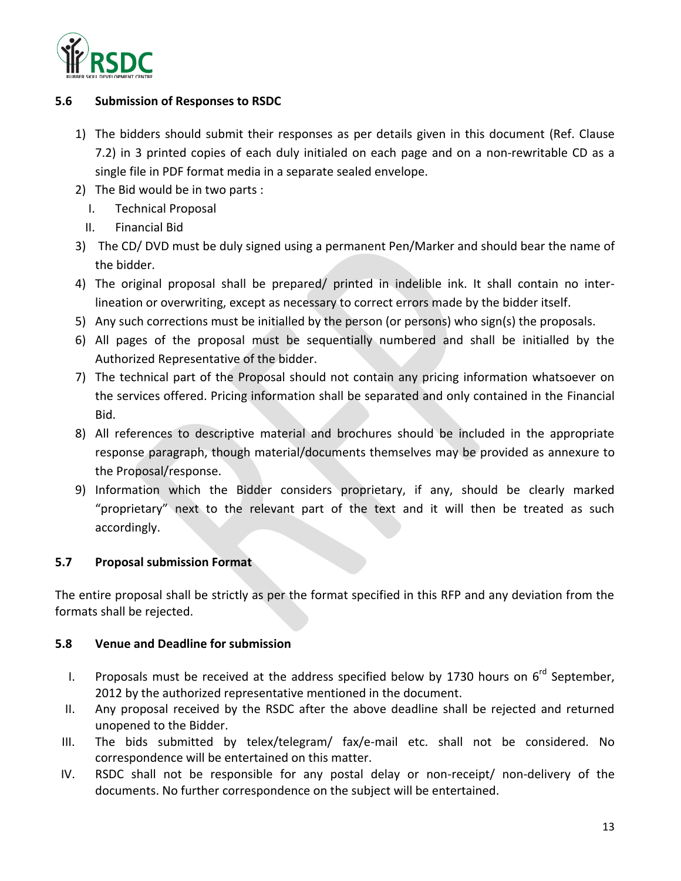### 5.6 Submission of Responses to RSDC

1) The bidders should submit their responses as per details given in this document (Ref. Clause 7.2) in 3 printed copies of each duly initialed on each page and on a non-rewritable CD as a single file in PDF format media in a separate sealed envelope.
2) The Bid would be in two parts :
   I. Technical Proposal
   II. Financial Bid
3) The CD/ DVD must be duly signed using a permanent Pen/Marker and should bear the name of the bidder.
4) The original proposal shall be prepared/ printed in indelible ink. It shall contain no inter-lineation or overwriting, except as necessary to correct errors made by the bidder itself.
5) Any such corrections must be initialled by the person (or persons) who sign(s) the proposals.
6) All pages of the proposal must be sequentially numbered and shall be initialled by the Authorized Representative of the bidder.
7) The technical part of the Proposal should not contain any pricing information whatsoever on the services offered. Pricing information shall be separated and only contained in the Financial Bid.
8) All references to descriptive material and brochures should be included in the appropriate response paragraph, though material/documents themselves may be provided as annexure to the Proposal/response.
9) Information which the Bidder considers proprietary, if any, should be clearly marked "proprietary" next to the relevant part of the text and it will then be treated as such accordingly.

### 5.7 Proposal submission Format

The entire proposal shall be strictly as per the format specified in this RFP and any deviation from the formats shall be rejected.

### 5.8 Venue and Deadline for submission

I. Proposals must be received at the address specified below by 1730 hours on 6rd September, 2012 by the authorized representative mentioned in the document.
II. Any proposal received by the RSDC after the above deadline shall be rejected and returned unopened to the Bidder.
III. The bids submitted by telex/telegram/ fax/e-mail etc. shall not be considered. No correspondence will be entertained on this matter.
IV. RSDC shall not be responsible for any postal delay or non-receipt/ non-delivery of the documents. No further correspondence on the subject will be entertained.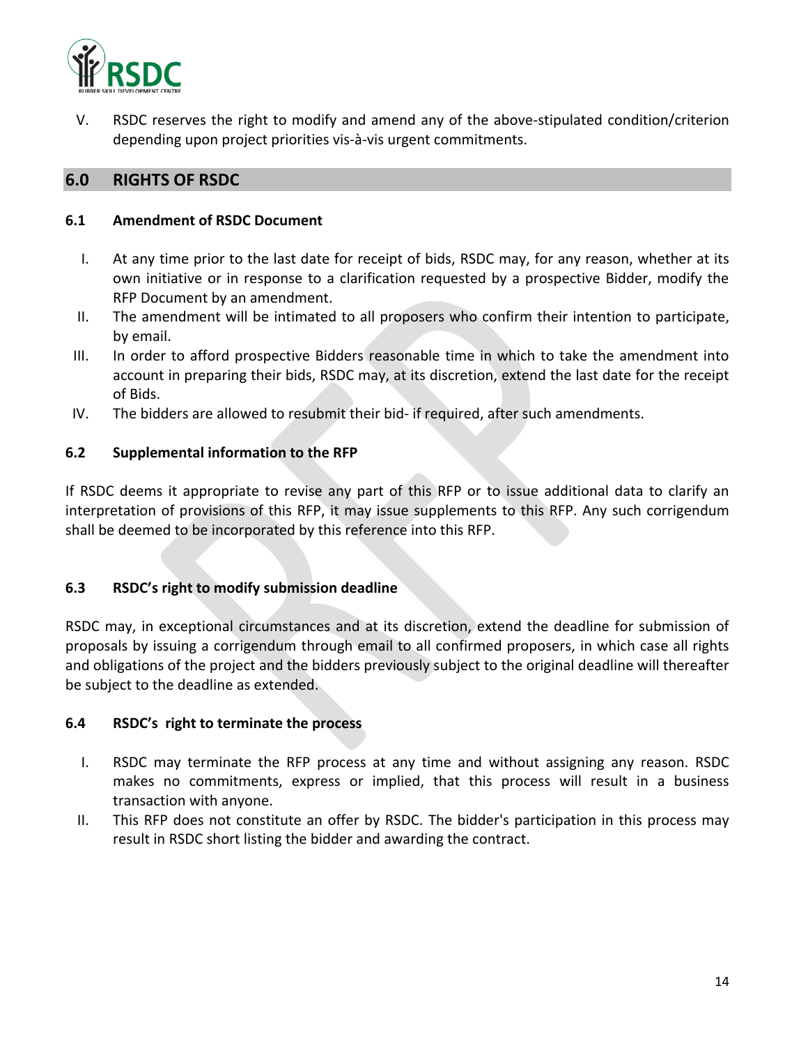V. RSDC reserves the right to modify and amend any of the above-stipulated condition/criterion depending upon project priorities vis-à-vis urgent commitments.

## 6.0 RIGHTS OF RSDC

### 6.1 Amendment of RSDC Document

I. At any time prior to the last date for receipt of bids, RSDC may, for any reason, whether at its own initiative or in response to a clarification requested by a prospective Bidder, modify the RFP Document by an amendment.

II. The amendment will be intimated to all proposers who confirm their intention to participate, by email.

III. In order to afford prospective Bidders reasonable time in which to take the amendment into account in preparing their bids, RSDC may, at its discretion, extend the last date for the receipt of Bids.

IV. The bidders are allowed to resubmit their bid- if required, after such amendments.

### 6.2 Supplemental information to the RFP

If RSDC deems it appropriate to revise any part of this RFP or to issue additional data to clarify an interpretation of provisions of this RFP, it may issue supplements to this RFP. Any such corrigendum shall be deemed to be incorporated by this reference into this RFP.

### 6.3 RSDC's right to modify submission deadline

RSDC may, in exceptional circumstances and at its discretion, extend the deadline for submission of proposals by issuing a corrigendum through email to all confirmed proposers, in which case all rights and obligations of the project and the bidders previously subject to the original deadline will thereafter be subject to the deadline as extended.

### 6.4 RSDC's right to terminate the process

I. RSDC may terminate the RFP process at any time and without assigning any reason. RSDC makes no commitments, express or implied, that this process will result in a business transaction with anyone.

II. This RFP does not constitute an offer by RSDC. The bidder's participation in this process may result in RSDC short listing the bidder and awarding the contract.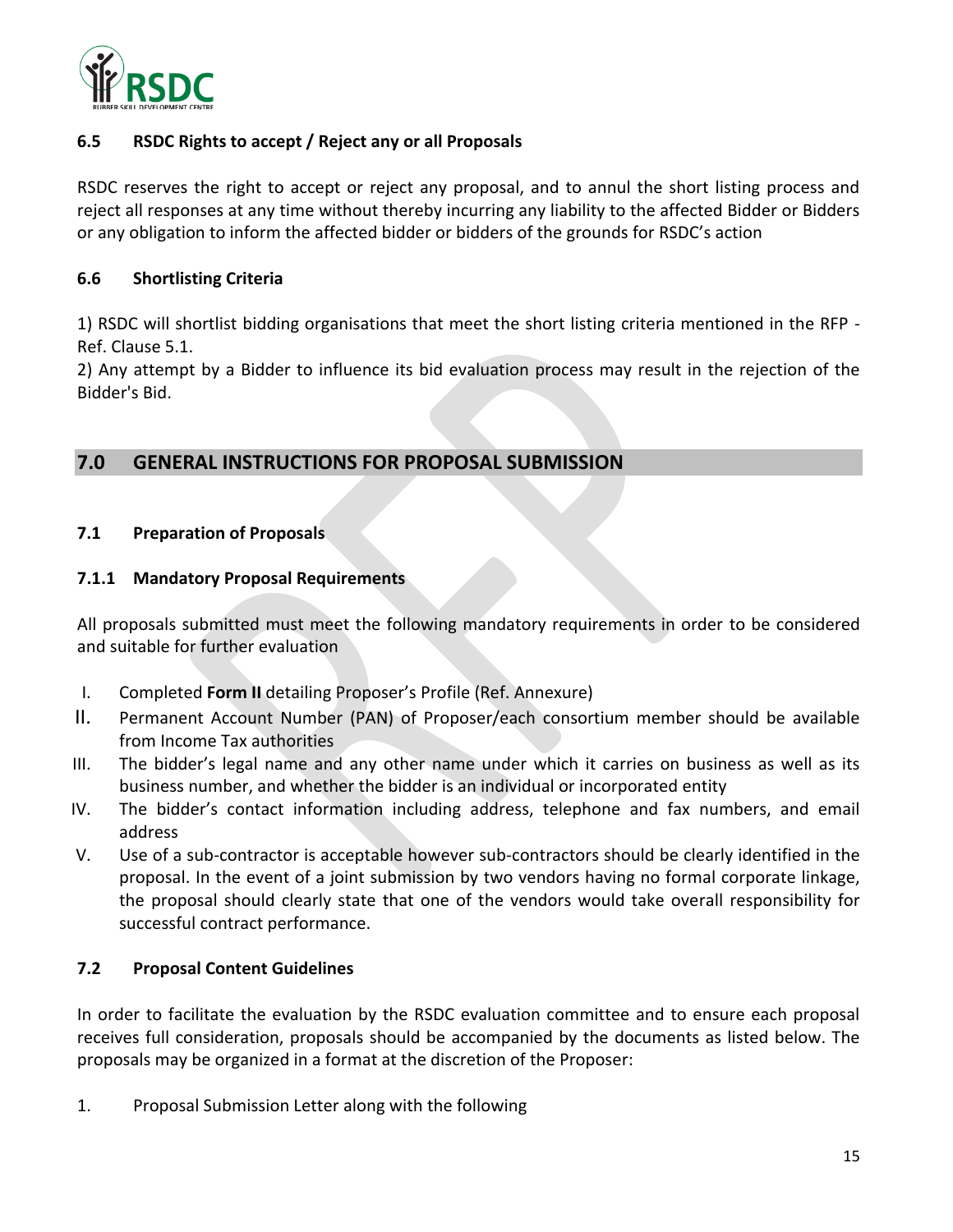### 6.5 RSDC Rights to accept / Reject any or all Proposals

RSDC reserves the right to accept or reject any proposal, and to annul the short listing process and reject all responses at any time without thereby incurring any liability to the affected Bidder or Bidders or any obligation to inform the affected bidder or bidders of the grounds for RSDC's action

### 6.6 Shortlisting Criteria

1) RSDC will shortlist bidding organisations that meet the short listing criteria mentioned in the RFP - Ref. Clause 5.1.
2) Any attempt by a Bidder to influence its bid evaluation process may result in the rejection of the Bidder's Bid.

## 7.0 GENERAL INSTRUCTIONS FOR PROPOSAL SUBMISSION

### 7.1 Preparation of Proposals

#### 7.1.1 Mandatory Proposal Requirements

All proposals submitted must meet the following mandatory requirements in order to be considered and suitable for further evaluation

I. Completed **Form II** detailing Proposer's Profile (Ref. Annexure)
II. Permanent Account Number (PAN) of Proposer/each consortium member should be available from Income Tax authorities
III. The bidder's legal name and any other name under which it carries on business as well as its business number, and whether the bidder is an individual or incorporated entity
IV. The bidder's contact information including address, telephone and fax numbers, and email address
V. Use of a sub-contractor is acceptable however sub-contractors should be clearly identified in the proposal. In the event of a joint submission by two vendors having no formal corporate linkage, the proposal should clearly state that one of the vendors would take overall responsibility for successful contract performance.

### 7.2 Proposal Content Guidelines

In order to facilitate the evaluation by the RSDC evaluation committee and to ensure each proposal receives full consideration, proposals should be accompanied by the documents as listed below. The proposals may be organized in a format at the discretion of the Proposer:

1. Proposal Submission Letter along with the following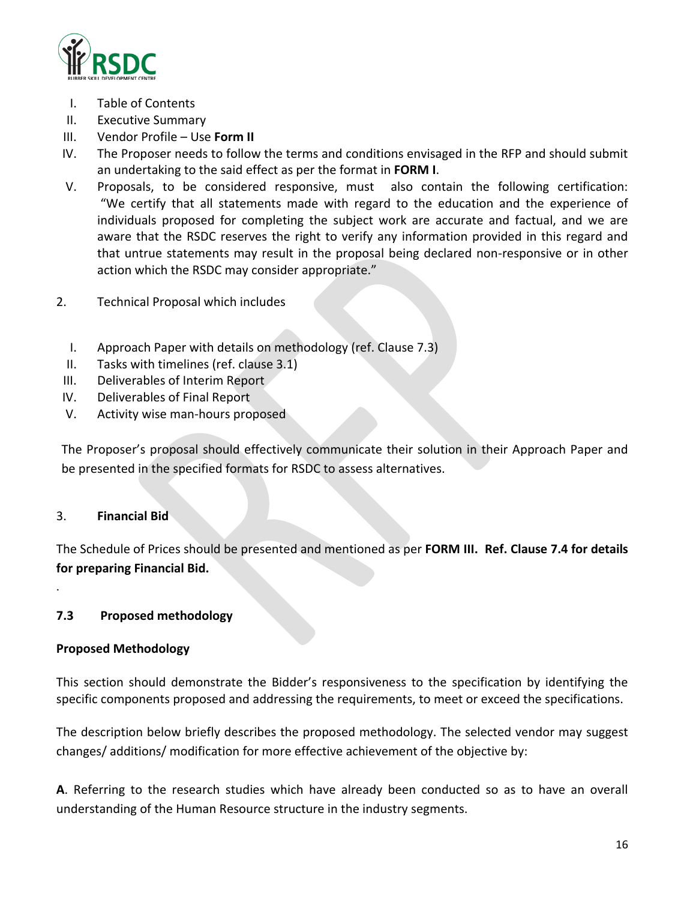I. Table of Contents
II. Executive Summary
III. Vendor Profile – Use **Form II**
IV. The Proposer needs to follow the terms and conditions envisaged in the RFP and should submit an undertaking to the said effect as per the format in **FORM I**.
V. Proposals, to be considered responsive, must also contain the following certification: "We certify that all statements made with regard to the education and the experience of individuals proposed for completing the subject work are accurate and factual, and we are aware that the RSDC reserves the right to verify any information provided in this regard and that untrue statements may result in the proposal being declared non-responsive or in other action which the RSDC may consider appropriate."

2. Technical Proposal which includes

I. Approach Paper with details on methodology (ref. Clause 7.3)
II. Tasks with timelines (ref. clause 3.1)
III. Deliverables of Interim Report
IV. Deliverables of Final Report
V. Activity wise man-hours proposed

The Proposer's proposal should effectively communicate their solution in their Approach Paper and be presented in the specified formats for RSDC to assess alternatives.

3. **Financial Bid**

The Schedule of Prices should be presented and mentioned as per **FORM III. Ref. Clause 7.4 for details for preparing Financial Bid.**

.

### 7.3 Proposed methodology

**Proposed Methodology**

This section should demonstrate the Bidder's responsiveness to the specification by identifying the specific components proposed and addressing the requirements, to meet or exceed the specifications.

The description below briefly describes the proposed methodology. The selected vendor may suggest changes/ additions/ modification for more effective achievement of the objective by:

**A**. Referring to the research studies which have already been conducted so as to have an overall understanding of the Human Resource structure in the industry segments.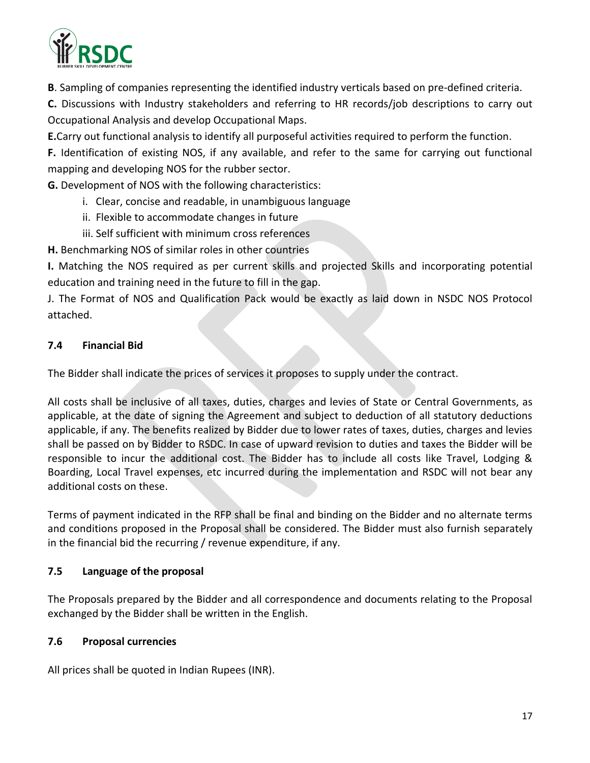**B**. Sampling of companies representing the identified industry verticals based on pre-defined criteria.

**C.** Discussions with Industry stakeholders and referring to HR records/job descriptions to carry out Occupational Analysis and develop Occupational Maps.

**E.**Carry out functional analysis to identify all purposeful activities required to perform the function.

**F.** Identification of existing NOS, if any available, and refer to the same for carrying out functional mapping and developing NOS for the rubber sector.

**G.** Development of NOS with the following characteristics:

i. Clear, concise and readable, in unambiguous language

ii. Flexible to accommodate changes in future

iii. Self sufficient with minimum cross references

**H.** Benchmarking NOS of similar roles in other countries

**I.** Matching the NOS required as per current skills and projected Skills and incorporating potential education and training need in the future to fill in the gap.

J. The Format of NOS and Qualification Pack would be exactly as laid down in NSDC NOS Protocol attached.

### 7.4 Financial Bid

The Bidder shall indicate the prices of services it proposes to supply under the contract.

All costs shall be inclusive of all taxes, duties, charges and levies of State or Central Governments, as applicable, at the date of signing the Agreement and subject to deduction of all statutory deductions applicable, if any. The benefits realized by Bidder due to lower rates of taxes, duties, charges and levies shall be passed on by Bidder to RSDC. In case of upward revision to duties and taxes the Bidder will be responsible to incur the additional cost. The Bidder has to include all costs like Travel, Lodging & Boarding, Local Travel expenses, etc incurred during the implementation and RSDC will not bear any additional costs on these.

Terms of payment indicated in the RFP shall be final and binding on the Bidder and no alternate terms and conditions proposed in the Proposal shall be considered. The Bidder must also furnish separately in the financial bid the recurring / revenue expenditure, if any.

### 7.5 Language of the proposal

The Proposals prepared by the Bidder and all correspondence and documents relating to the Proposal exchanged by the Bidder shall be written in the English.

### 7.6 Proposal currencies

All prices shall be quoted in Indian Rupees (INR).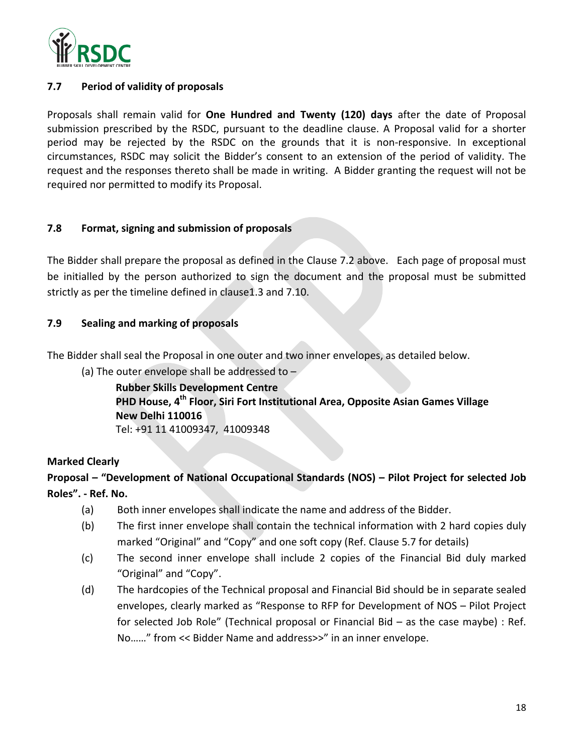### 7.7 Period of validity of proposals

Proposals shall remain valid for **One Hundred and Twenty (120) days** after the date of Proposal submission prescribed by the RSDC, pursuant to the deadline clause. A Proposal valid for a shorter period may be rejected by the RSDC on the grounds that it is non-responsive. In exceptional circumstances, RSDC may solicit the Bidder's consent to an extension of the period of validity. The request and the responses thereto shall be made in writing. A Bidder granting the request will not be required nor permitted to modify its Proposal.

### 7.8 Format, signing and submission of proposals

The Bidder shall prepare the proposal as defined in the Clause 7.2 above. Each page of proposal must be initialled by the person authorized to sign the document and the proposal must be submitted strictly as per the timeline defined in clause1.3 and 7.10.

### 7.9 Sealing and marking of proposals

The Bidder shall seal the Proposal in one outer and two inner envelopes, as detailed below.

(a) The outer envelope shall be addressed to –

> **Rubber Skills Development Centre**
> **PHD House, 4th Floor, Siri Fort Institutional Area, Opposite Asian Games Village**
> **New Delhi 110016**
> Tel: +91 11 41009347, 41009348

**Marked Clearly**

**Proposal – "Development of National Occupational Standards (NOS) – Pilot Project for selected Job Roles". - Ref. No.**

(a) Both inner envelopes shall indicate the name and address of the Bidder.

(b) The first inner envelope shall contain the technical information with 2 hard copies duly marked "Original" and "Copy" and one soft copy (Ref. Clause 5.7 for details)

(c) The second inner envelope shall include 2 copies of the Financial Bid duly marked "Original" and "Copy".

(d) The hardcopies of the Technical proposal and Financial Bid should be in separate sealed envelopes, clearly marked as "Response to RFP for Development of NOS – Pilot Project for selected Job Role" (Technical proposal or Financial Bid – as the case maybe) : Ref. No……" from << Bidder Name and address>>" in an inner envelope.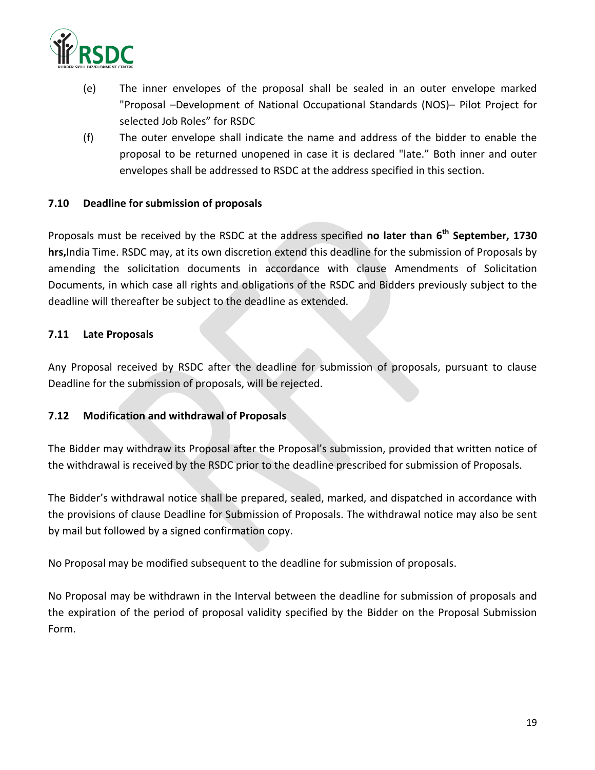(e) The inner envelopes of the proposal shall be sealed in an outer envelope marked "Proposal –Development of National Occupational Standards (NOS)– Pilot Project for selected Job Roles" for RSDC

(f) The outer envelope shall indicate the name and address of the bidder to enable the proposal to be returned unopened in case it is declared "late." Both inner and outer envelopes shall be addressed to RSDC at the address specified in this section.

### 7.10 Deadline for submission of proposals

Proposals must be received by the RSDC at the address specified **no later than 6th September, 1730 hrs,**India Time. RSDC may, at its own discretion extend this deadline for the submission of Proposals by amending the solicitation documents in accordance with clause Amendments of Solicitation Documents, in which case all rights and obligations of the RSDC and Bidders previously subject to the deadline will thereafter be subject to the deadline as extended.

### 7.11 Late Proposals

Any Proposal received by RSDC after the deadline for submission of proposals, pursuant to clause Deadline for the submission of proposals, will be rejected.

### 7.12 Modification and withdrawal of Proposals

The Bidder may withdraw its Proposal after the Proposal's submission, provided that written notice of the withdrawal is received by the RSDC prior to the deadline prescribed for submission of Proposals.

The Bidder's withdrawal notice shall be prepared, sealed, marked, and dispatched in accordance with the provisions of clause Deadline for Submission of Proposals. The withdrawal notice may also be sent by mail but followed by a signed confirmation copy.

No Proposal may be modified subsequent to the deadline for submission of proposals.

No Proposal may be withdrawn in the Interval between the deadline for submission of proposals and the expiration of the period of proposal validity specified by the Bidder on the Proposal Submission Form.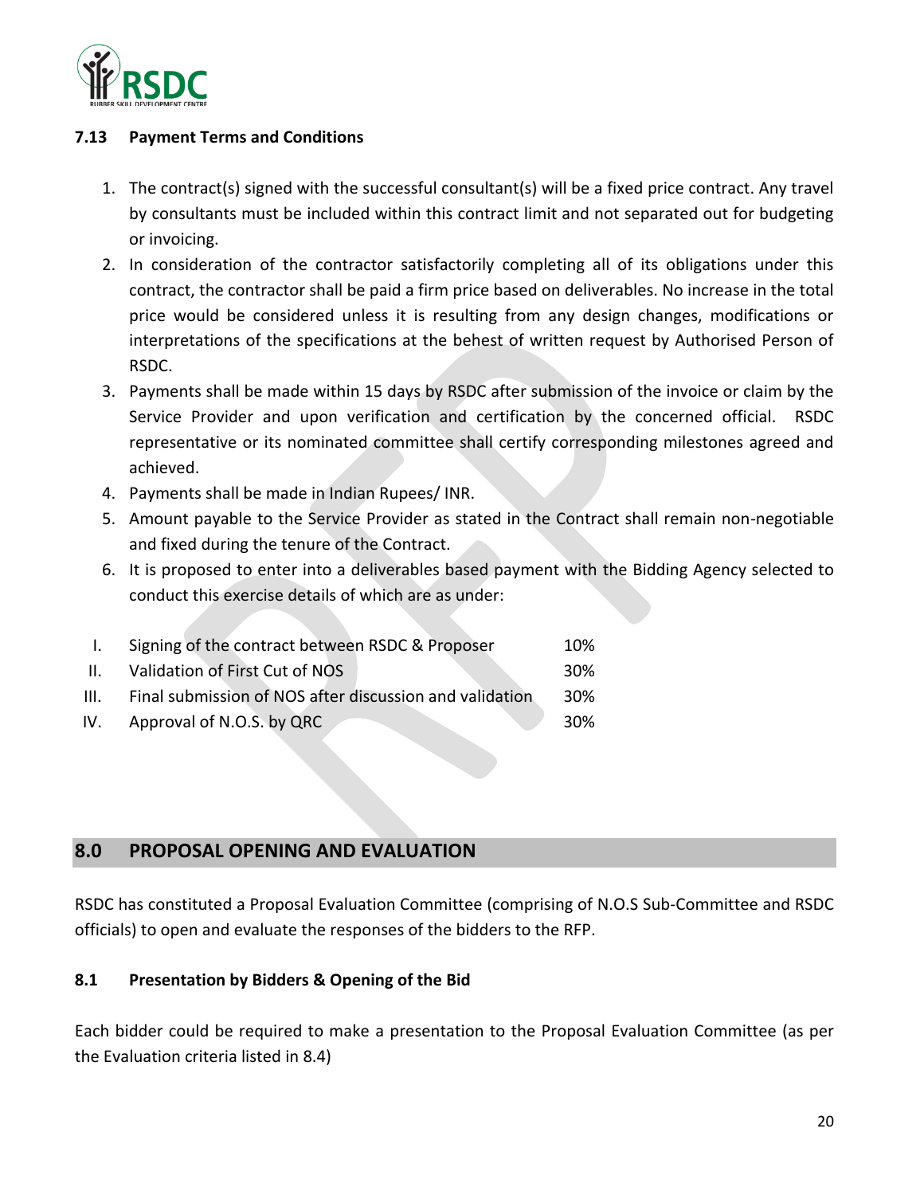### 7.13 Payment Terms and Conditions

1. The contract(s) signed with the successful consultant(s) will be a fixed price contract. Any travel by consultants must be included within this contract limit and not separated out for budgeting or invoicing.
2. In consideration of the contractor satisfactorily completing all of its obligations under this contract, the contractor shall be paid a firm price based on deliverables. No increase in the total price would be considered unless it is resulting from any design changes, modifications or interpretations of the specifications at the behest of written request by Authorised Person of RSDC.
3. Payments shall be made within 15 days by RSDC after submission of the invoice or claim by the Service Provider and upon verification and certification by the concerned official. RSDC representative or its nominated committee shall certify corresponding milestones agreed and achieved.
4. Payments shall be made in Indian Rupees/ INR.
5. Amount payable to the Service Provider as stated in the Contract shall remain non-negotiable and fixed during the tenure of the Contract.
6. It is proposed to enter into a deliverables based payment with the Bidding Agency selected to conduct this exercise details of which are as under:

| | | |
|---|---|---|
| I. | Signing of the contract between RSDC & Proposer | 10% |
| II. | Validation of First Cut of NOS | 30% |
| III. | Final submission of NOS after discussion and validation | 30% |
| IV. | Approval of N.O.S. by QRC | 30% |

## 8.0 PROPOSAL OPENING AND EVALUATION

RSDC has constituted a Proposal Evaluation Committee (comprising of N.O.S Sub-Committee and RSDC officials) to open and evaluate the responses of the bidders to the RFP.

### 8.1 Presentation by Bidders & Opening of the Bid

Each bidder could be required to make a presentation to the Proposal Evaluation Committee (as per the Evaluation criteria listed in 8.4)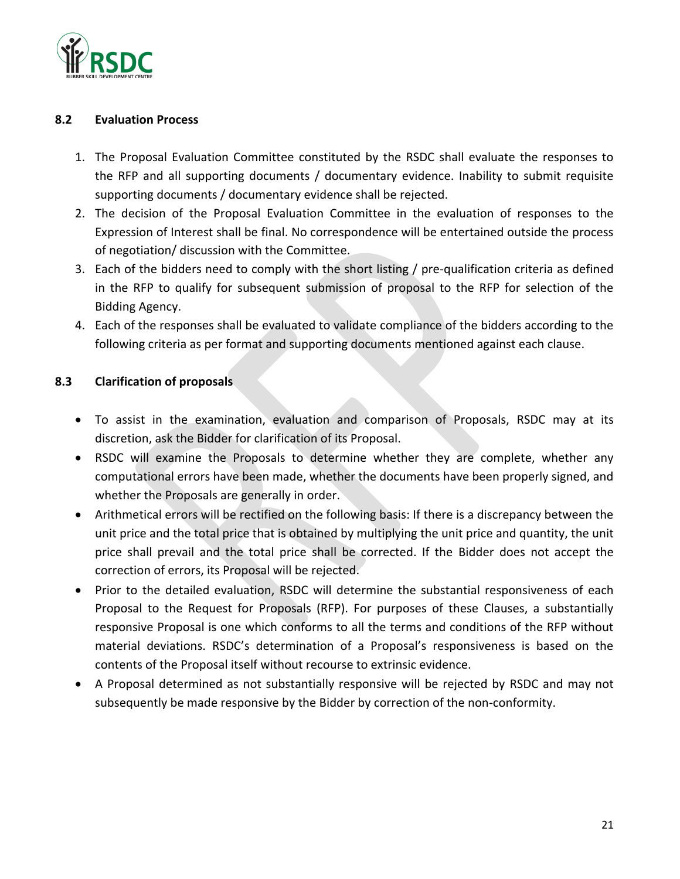### 8.2 Evaluation Process

1. The Proposal Evaluation Committee constituted by the RSDC shall evaluate the responses to the RFP and all supporting documents / documentary evidence. Inability to submit requisite supporting documents / documentary evidence shall be rejected.
2. The decision of the Proposal Evaluation Committee in the evaluation of responses to the Expression of Interest shall be final. No correspondence will be entertained outside the process of negotiation/ discussion with the Committee.
3. Each of the bidders need to comply with the short listing / pre-qualification criteria as defined in the RFP to qualify for subsequent submission of proposal to the RFP for selection of the Bidding Agency.
4. Each of the responses shall be evaluated to validate compliance of the bidders according to the following criteria as per format and supporting documents mentioned against each clause.

### 8.3 Clarification of proposals

- To assist in the examination, evaluation and comparison of Proposals, RSDC may at its discretion, ask the Bidder for clarification of its Proposal.
- RSDC will examine the Proposals to determine whether they are complete, whether any computational errors have been made, whether the documents have been properly signed, and whether the Proposals are generally in order.
- Arithmetical errors will be rectified on the following basis: If there is a discrepancy between the unit price and the total price that is obtained by multiplying the unit price and quantity, the unit price shall prevail and the total price shall be corrected. If the Bidder does not accept the correction of errors, its Proposal will be rejected.
- Prior to the detailed evaluation, RSDC will determine the substantial responsiveness of each Proposal to the Request for Proposals (RFP). For purposes of these Clauses, a substantially responsive Proposal is one which conforms to all the terms and conditions of the RFP without material deviations. RSDC's determination of a Proposal's responsiveness is based on the contents of the Proposal itself without recourse to extrinsic evidence.
- A Proposal determined as not substantially responsive will be rejected by RSDC and may not subsequently be made responsive by the Bidder by correction of the non-conformity.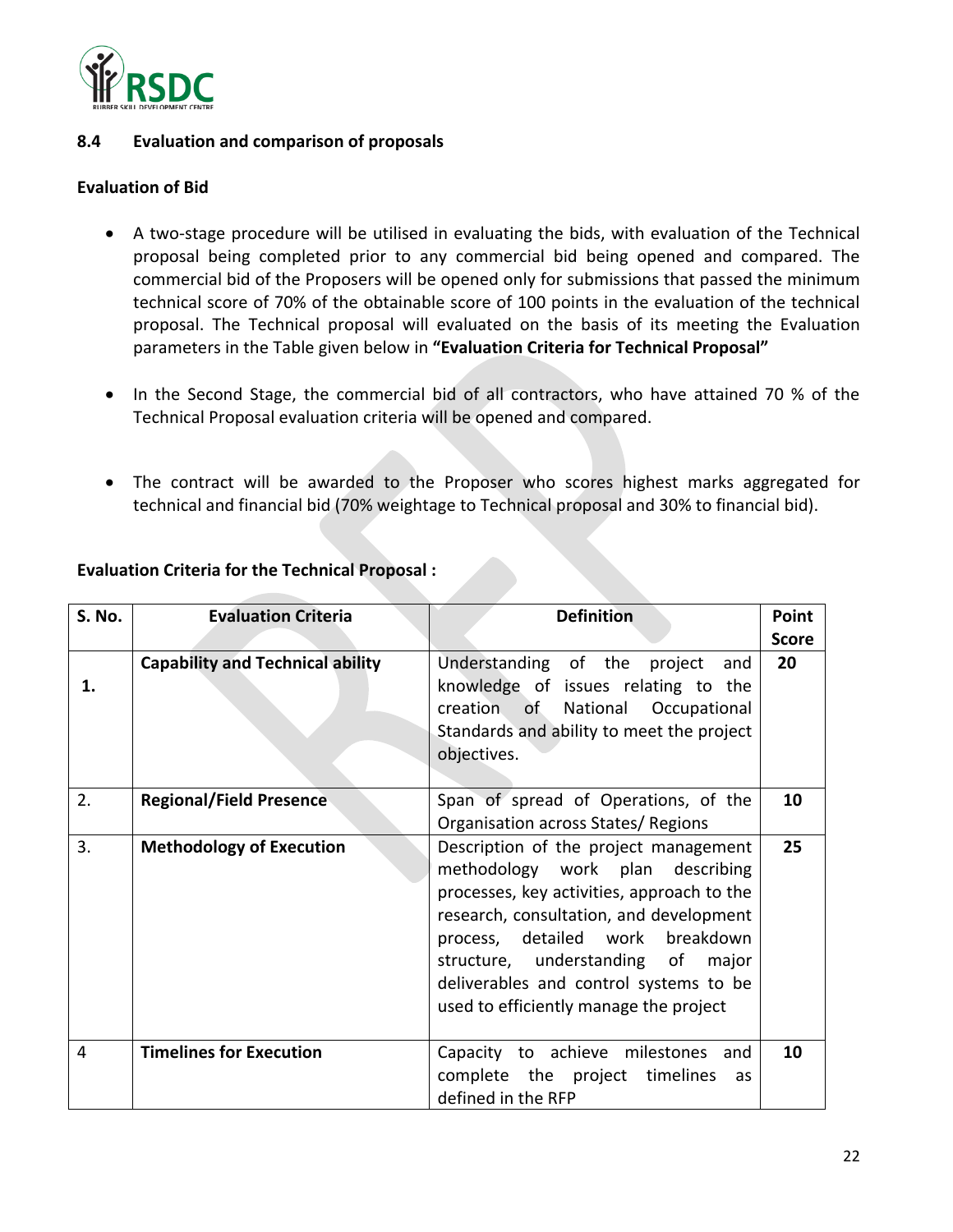### 8.4 Evaluation and comparison of proposals

**Evaluation of Bid**

- A two-stage procedure will be utilised in evaluating the bids, with evaluation of the Technical proposal being completed prior to any commercial bid being opened and compared. The commercial bid of the Proposers will be opened only for submissions that passed the minimum technical score of 70% of the obtainable score of 100 points in the evaluation of the technical proposal. The Technical proposal will evaluated on the basis of its meeting the Evaluation parameters in the Table given below in **"Evaluation Criteria for Technical Proposal"**

- In the Second Stage, the commercial bid of all contractors, who have attained 70 % of the Technical Proposal evaluation criteria will be opened and compared.

- The contract will be awarded to the Proposer who scores highest marks aggregated for technical and financial bid (70% weightage to Technical proposal and 30% to financial bid).

**Evaluation Criteria for the Technical Proposal :**

| S. No. | Evaluation Criteria | Definition | Point Score |
|---|---|---|---|
| 1. | **Capability and Technical ability** | Understanding of the project and knowledge of issues relating to the creation of National Occupational Standards and ability to meet the project objectives. | 20 |
| 2. | **Regional/Field Presence** | Span of spread of Operations, of the Organisation across States/ Regions | 10 |
| 3. | **Methodology of Execution** | Description of the project management methodology work plan describing processes, key activities, approach to the research, consultation, and development process, detailed work breakdown structure, understanding of major deliverables and control systems to be used to efficiently manage the project | 25 |
| 4 | **Timelines for Execution** | Capacity to achieve milestones and complete the project timelines as defined in the RFP | 10 |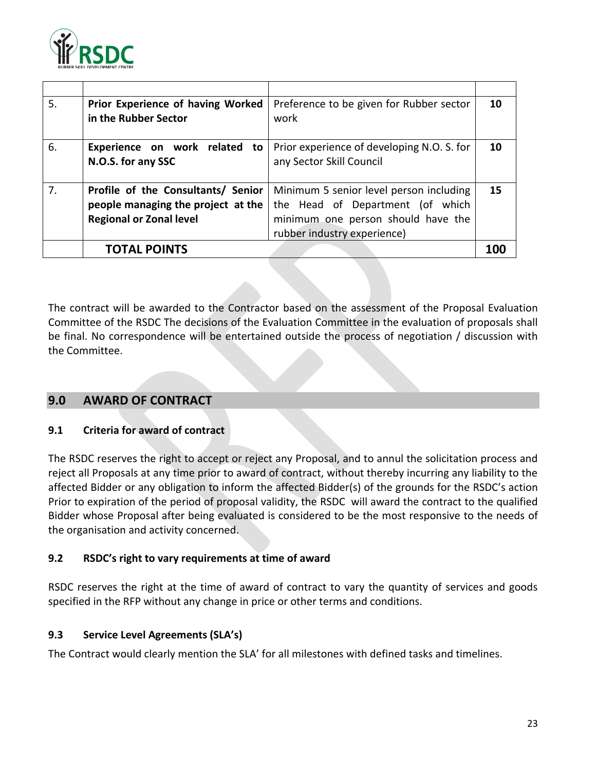| | | | |
|---|---|---|---|
| 5. | **Prior Experience of having Worked in the Rubber Sector** | Preference to be given for Rubber sector work | **10** |
| 6. | **Experience on work related to N.O.S. for any SSC** | Prior experience of developing N.O. S. for any Sector Skill Council | **10** |
| 7. | **Profile of the Consultants/ Senior people managing the project at the Regional or Zonal level** | Minimum 5 senior level person including the Head of Department (of which minimum one person should have the rubber industry experience) | **15** |
| | **TOTAL POINTS** | | **100** |

The contract will be awarded to the Contractor based on the assessment of the Proposal Evaluation Committee of the RSDC The decisions of the Evaluation Committee in the evaluation of proposals shall be final. No correspondence will be entertained outside the process of negotiation / discussion with the Committee.

## 9.0 AWARD OF CONTRACT

### 9.1 Criteria for award of contract

The RSDC reserves the right to accept or reject any Proposal, and to annul the solicitation process and reject all Proposals at any time prior to award of contract, without thereby incurring any liability to the affected Bidder or any obligation to inform the affected Bidder(s) of the grounds for the RSDC's action Prior to expiration of the period of proposal validity, the RSDC will award the contract to the qualified Bidder whose Proposal after being evaluated is considered to be the most responsive to the needs of the organisation and activity concerned.

### 9.2 RSDC's right to vary requirements at time of award

RSDC reserves the right at the time of award of contract to vary the quantity of services and goods specified in the RFP without any change in price or other terms and conditions.

### 9.3 Service Level Agreements (SLA's)

The Contract would clearly mention the SLA' for all milestones with defined tasks and timelines.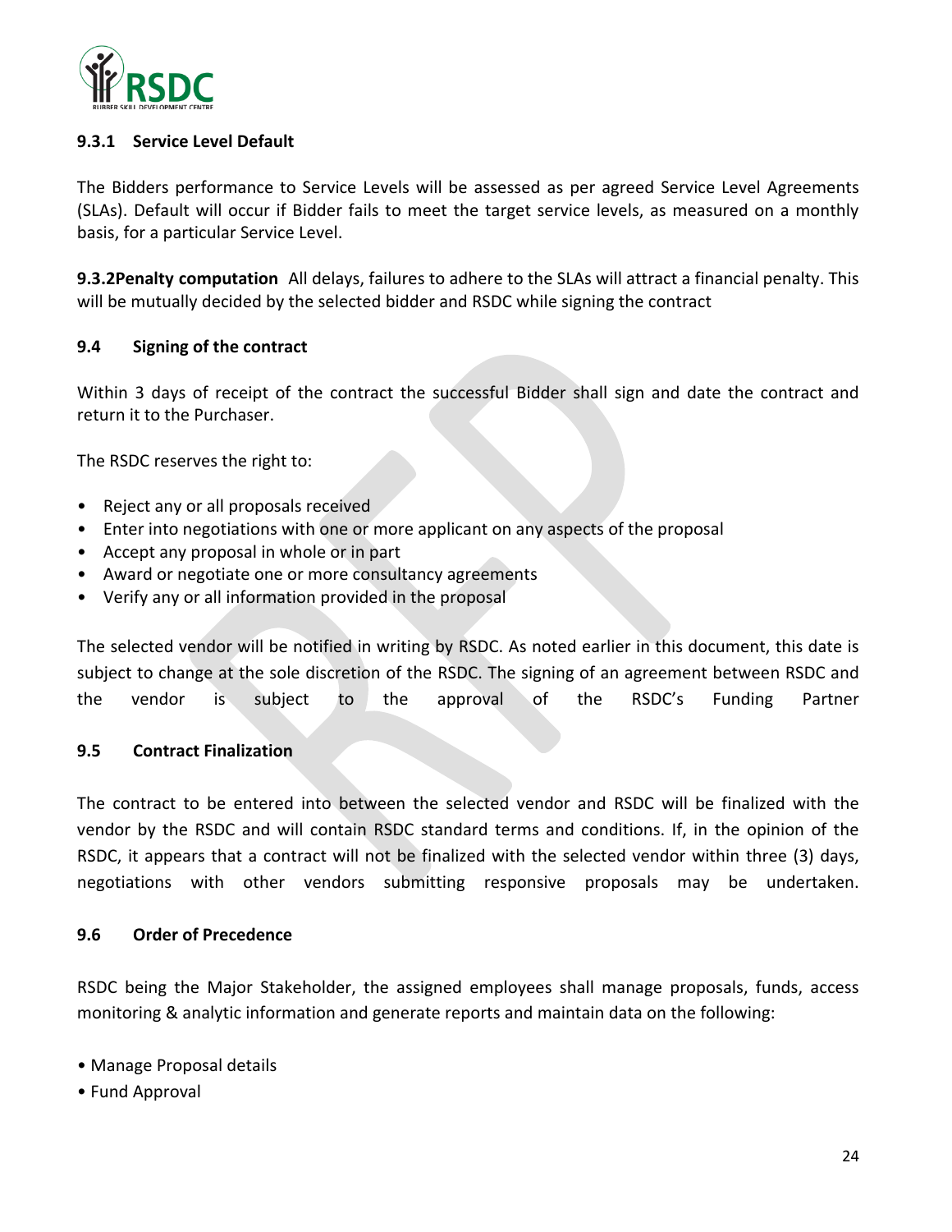#### 9.3.1 Service Level Default

The Bidders performance to Service Levels will be assessed as per agreed Service Level Agreements (SLAs). Default will occur if Bidder fails to meet the target service levels, as measured on a monthly basis, for a particular Service Level.

**9.3.2Penalty computation** All delays, failures to adhere to the SLAs will attract a financial penalty. This will be mutually decided by the selected bidder and RSDC while signing the contract

### 9.4 Signing of the contract

Within 3 days of receipt of the contract the successful Bidder shall sign and date the contract and return it to the Purchaser.

The RSDC reserves the right to:

- Reject any or all proposals received
- Enter into negotiations with one or more applicant on any aspects of the proposal
- Accept any proposal in whole or in part
- Award or negotiate one or more consultancy agreements
- Verify any or all information provided in the proposal

The selected vendor will be notified in writing by RSDC. As noted earlier in this document, this date is subject to change at the sole discretion of the RSDC. The signing of an agreement between RSDC and the vendor is subject to the approval of the RSDC's Funding Partner

### 9.5 Contract Finalization

The contract to be entered into between the selected vendor and RSDC will be finalized with the vendor by the RSDC and will contain RSDC standard terms and conditions. If, in the opinion of the RSDC, it appears that a contract will not be finalized with the selected vendor within three (3) days, negotiations with other vendors submitting responsive proposals may be undertaken.

### 9.6 Order of Precedence

RSDC being the Major Stakeholder, the assigned employees shall manage proposals, funds, access monitoring & analytic information and generate reports and maintain data on the following:

- Manage Proposal details
- Fund Approval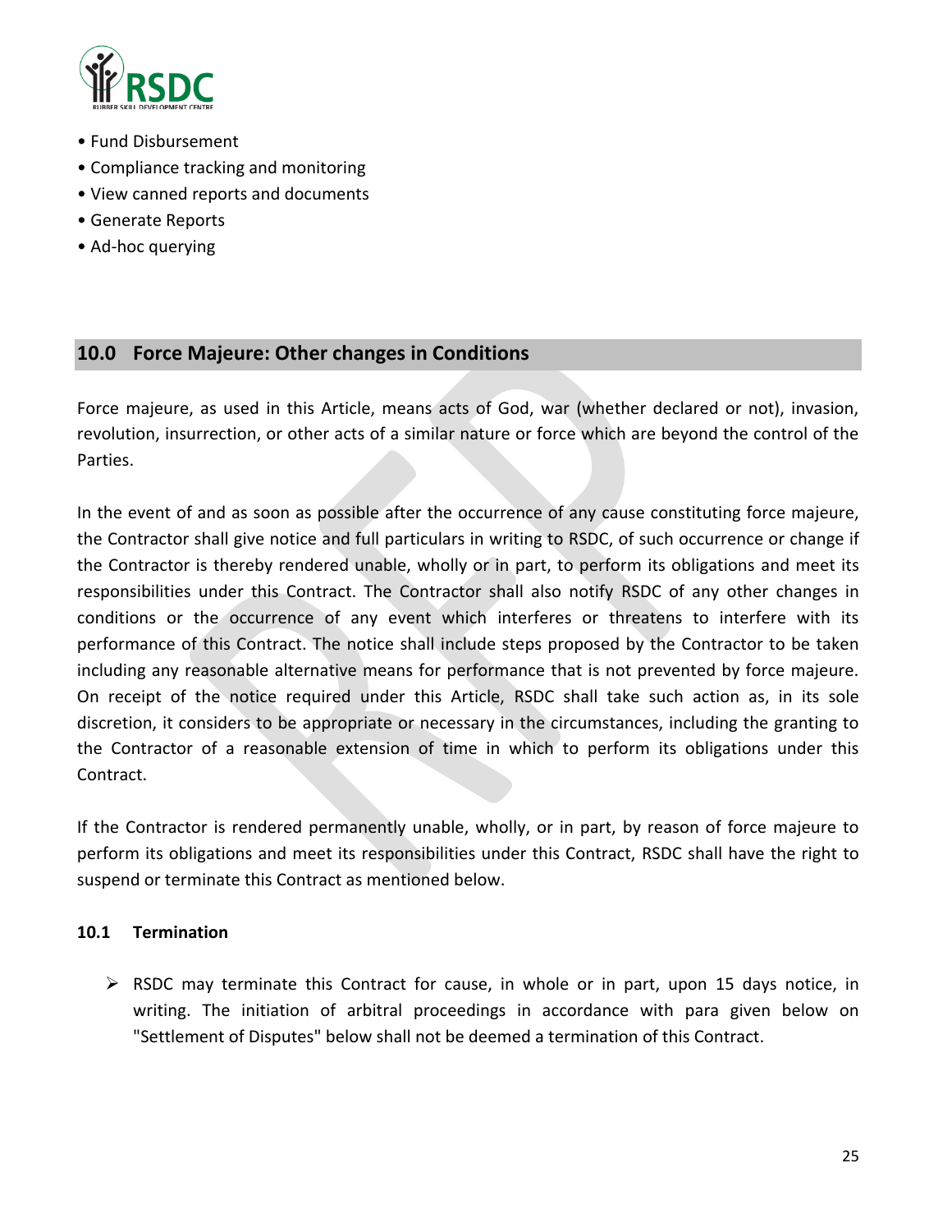- Fund Disbursement
- Compliance tracking and monitoring
- View canned reports and documents
- Generate Reports
- Ad-hoc querying

## 10.0 Force Majeure: Other changes in Conditions

Force majeure, as used in this Article, means acts of God, war (whether declared or not), invasion, revolution, insurrection, or other acts of a similar nature or force which are beyond the control of the Parties.

In the event of and as soon as possible after the occurrence of any cause constituting force majeure, the Contractor shall give notice and full particulars in writing to RSDC, of such occurrence or change if the Contractor is thereby rendered unable, wholly or in part, to perform its obligations and meet its responsibilities under this Contract. The Contractor shall also notify RSDC of any other changes in conditions or the occurrence of any event which interferes or threatens to interfere with its performance of this Contract. The notice shall include steps proposed by the Contractor to be taken including any reasonable alternative means for performance that is not prevented by force majeure. On receipt of the notice required under this Article, RSDC shall take such action as, in its sole discretion, it considers to be appropriate or necessary in the circumstances, including the granting to the Contractor of a reasonable extension of time in which to perform its obligations under this Contract.

If the Contractor is rendered permanently unable, wholly, or in part, by reason of force majeure to perform its obligations and meet its responsibilities under this Contract, RSDC shall have the right to suspend or terminate this Contract as mentioned below.

### 10.1 Termination

- RSDC may terminate this Contract for cause, in whole or in part, upon 15 days notice, in writing. The initiation of arbitral proceedings in accordance with para given below on "Settlement of Disputes" below shall not be deemed a termination of this Contract.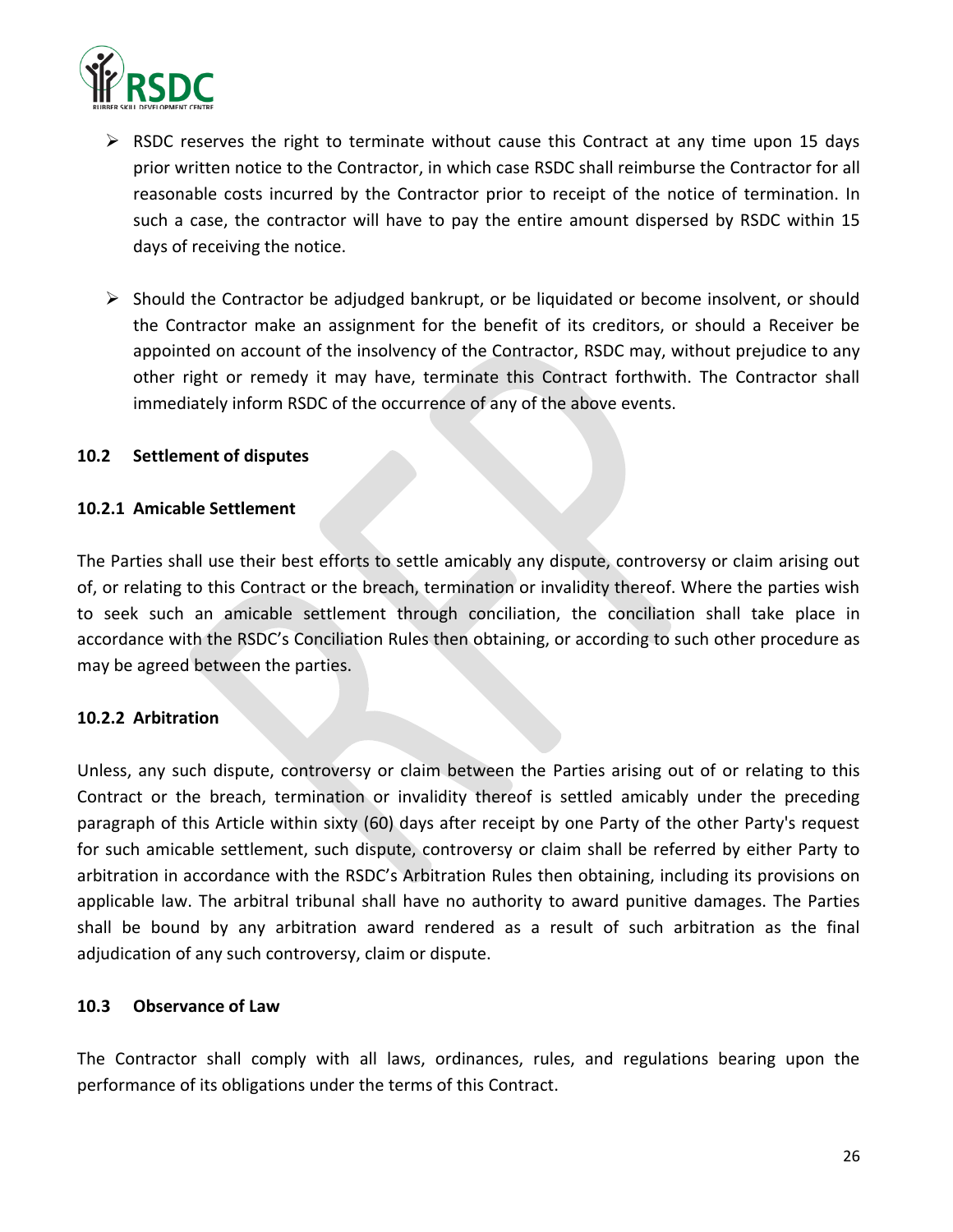- RSDC reserves the right to terminate without cause this Contract at any time upon 15 days prior written notice to the Contractor, in which case RSDC shall reimburse the Contractor for all reasonable costs incurred by the Contractor prior to receipt of the notice of termination. In such a case, the contractor will have to pay the entire amount dispersed by RSDC within 15 days of receiving the notice.

- Should the Contractor be adjudged bankrupt, or be liquidated or become insolvent, or should the Contractor make an assignment for the benefit of its creditors, or should a Receiver be appointed on account of the insolvency of the Contractor, RSDC may, without prejudice to any other right or remedy it may have, terminate this Contract forthwith. The Contractor shall immediately inform RSDC of the occurrence of any of the above events.

### 10.2 Settlement of disputes

#### 10.2.1 Amicable Settlement

The Parties shall use their best efforts to settle amicably any dispute, controversy or claim arising out of, or relating to this Contract or the breach, termination or invalidity thereof. Where the parties wish to seek such an amicable settlement through conciliation, the conciliation shall take place in accordance with the RSDC's Conciliation Rules then obtaining, or according to such other procedure as may be agreed between the parties.

#### 10.2.2 Arbitration

Unless, any such dispute, controversy or claim between the Parties arising out of or relating to this Contract or the breach, termination or invalidity thereof is settled amicably under the preceding paragraph of this Article within sixty (60) days after receipt by one Party of the other Party's request for such amicable settlement, such dispute, controversy or claim shall be referred by either Party to arbitration in accordance with the RSDC's Arbitration Rules then obtaining, including its provisions on applicable law. The arbitral tribunal shall have no authority to award punitive damages. The Parties shall be bound by any arbitration award rendered as a result of such arbitration as the final adjudication of any such controversy, claim or dispute.

### 10.3 Observance of Law

The Contractor shall comply with all laws, ordinances, rules, and regulations bearing upon the performance of its obligations under the terms of this Contract.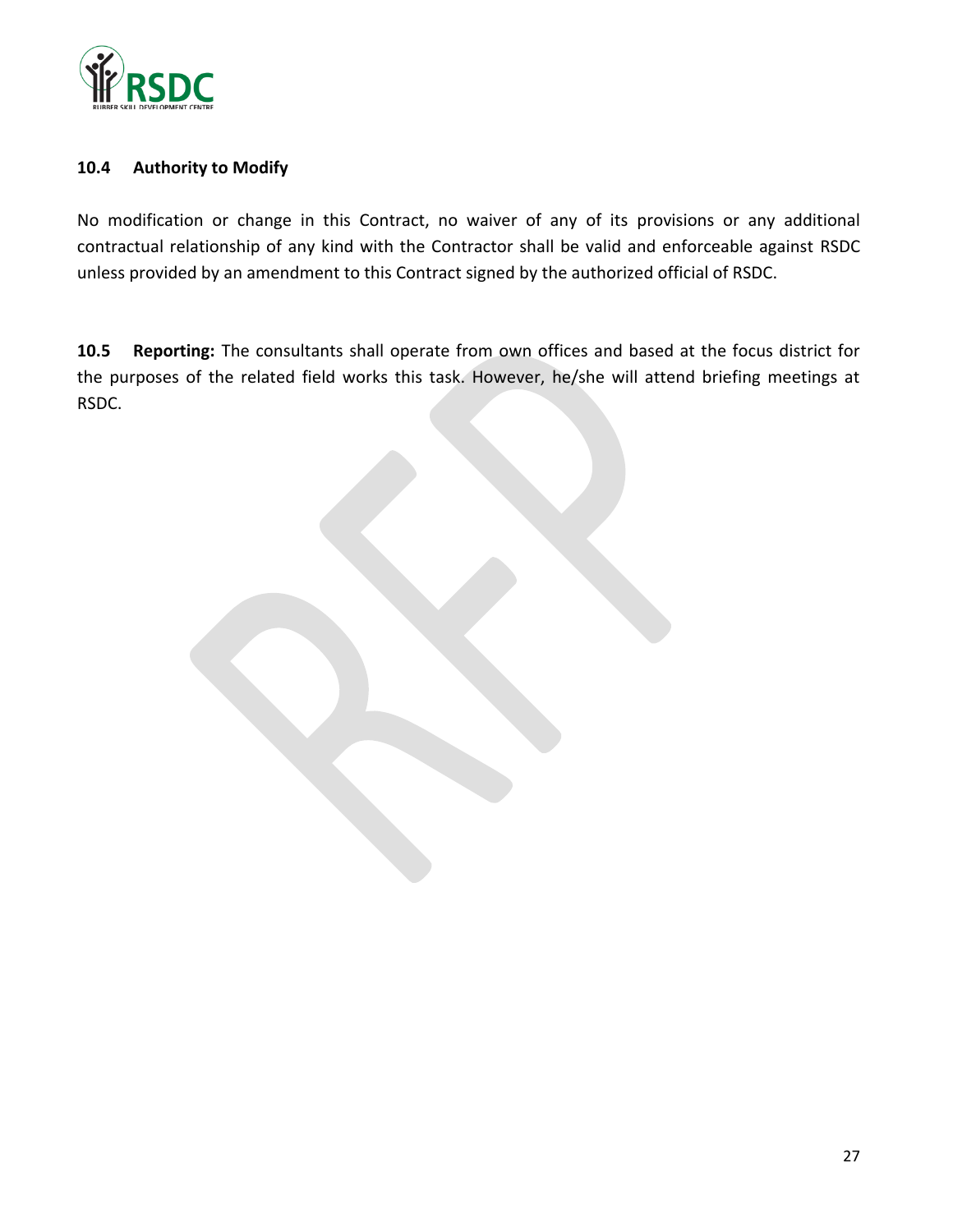### 10.4 Authority to Modify

No modification or change in this Contract, no waiver of any of its provisions or any additional contractual relationship of any kind with the Contractor shall be valid and enforceable against RSDC unless provided by an amendment to this Contract signed by the authorized official of RSDC.

**10.5 Reporting:** The consultants shall operate from own offices and based at the focus district for the purposes of the related field works this task. However, he/she will attend briefing meetings at RSDC.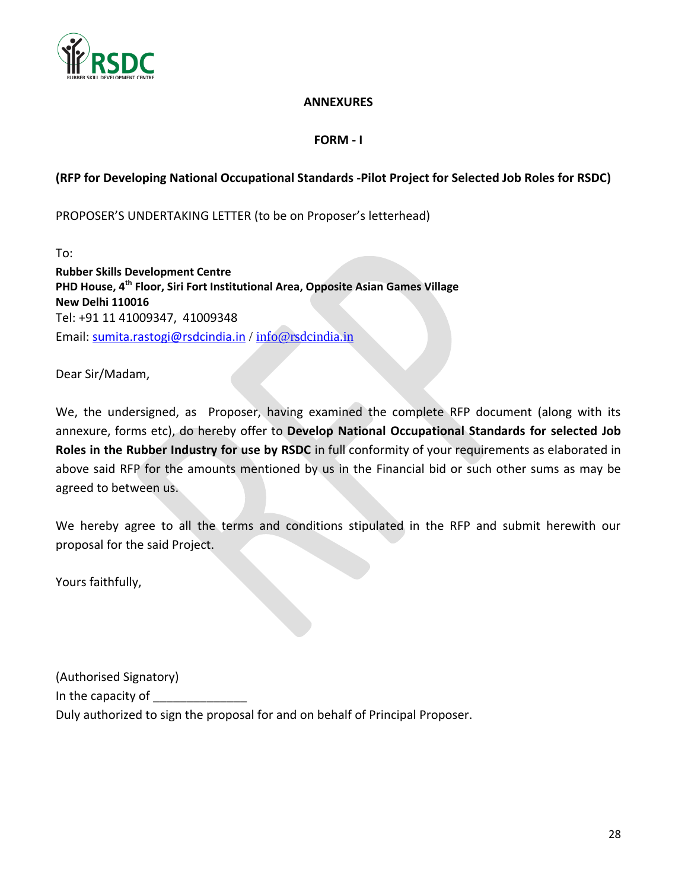## ANNEXURES

### FORM - I

**(RFP for Developing National Occupational Standards -Pilot Project for Selected Job Roles for RSDC)**

PROPOSER'S UNDERTAKING LETTER (to be on Proposer's letterhead)

To:

**Rubber Skills Development Centre**
**PHD House, 4th Floor, Siri Fort Institutional Area, Opposite Asian Games Village**
**New Delhi 110016**
Tel: +91 11 41009347, 41009348
Email: sumita.rastogi@rsdcindia.in / info@rsdcindia.in

Dear Sir/Madam,

We, the undersigned, as Proposer, having examined the complete RFP document (along with its annexure, forms etc), do hereby offer to **Develop National Occupational Standards for selected Job Roles in the Rubber Industry for use by RSDC** in full conformity of your requirements as elaborated in above said RFP for the amounts mentioned by us in the Financial bid or such other sums as may be agreed to between us.

We hereby agree to all the terms and conditions stipulated in the RFP and submit herewith our proposal for the said Project.

Yours faithfully,

(Authorised Signatory)
In the capacity of ______________
Duly authorized to sign the proposal for and on behalf of Principal Proposer.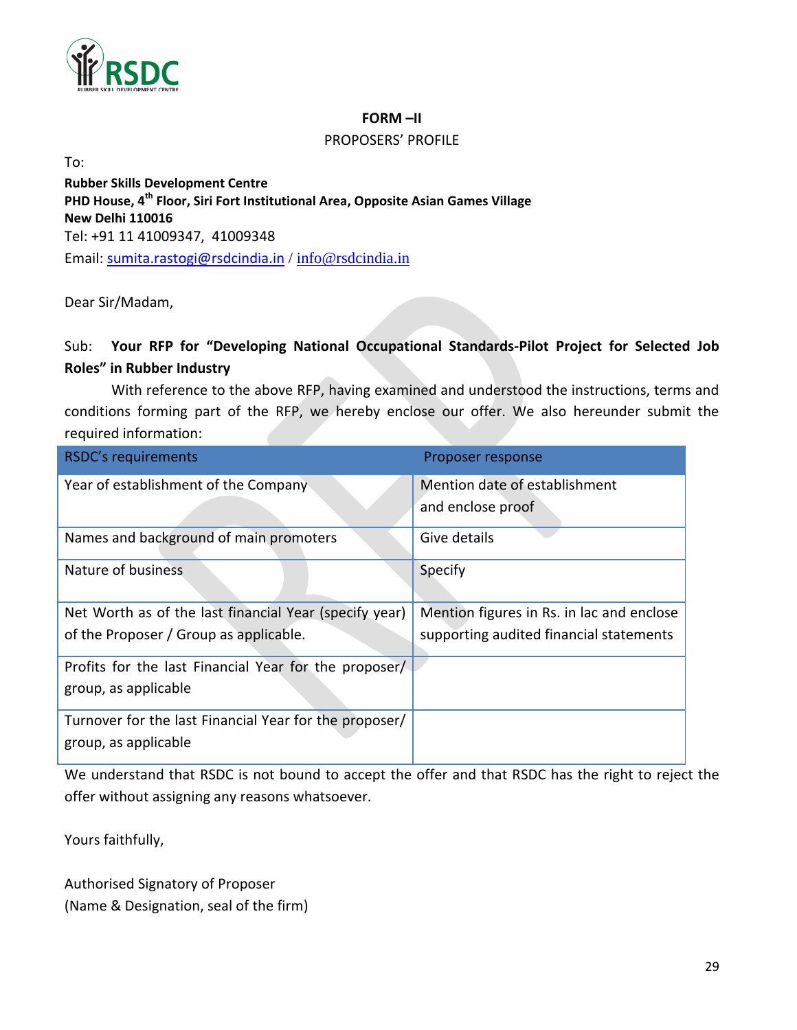**FORM –II**

PROPOSERS' PROFILE

To:

**Rubber Skills Development Centre**
**PHD House, 4th Floor, Siri Fort Institutional Area, Opposite Asian Games Village**
**New Delhi 110016**
Tel: +91 11 41009347, 41009348
Email: sumita.rastogi@rsdcindia.in / info@rsdcindia.in

Dear Sir/Madam,

Sub: **Your RFP for "Developing National Occupational Standards-Pilot Project for Selected Job Roles" in Rubber Industry**

With reference to the above RFP, having examined and understood the instructions, terms and conditions forming part of the RFP, we hereby enclose our offer. We also hereunder submit the required information:

| RSDC's requirements | Proposer response |
|---|---|
| Year of establishment of the Company | Mention date of establishment and enclose proof |
| Names and background of main promoters | Give details |
| Nature of business | Specify |
| Net Worth as of the last financial Year (specify year) of the Proposer / Group as applicable. | Mention figures in Rs. in lac and enclose supporting audited financial statements |
| Profits for the last Financial Year for the proposer/ group, as applicable | |
| Turnover for the last Financial Year for the proposer/ group, as applicable | |

We understand that RSDC is not bound to accept the offer and that RSDC has the right to reject the offer without assigning any reasons whatsoever.

Yours faithfully,

Authorised Signatory of Proposer
(Name & Designation, seal of the firm)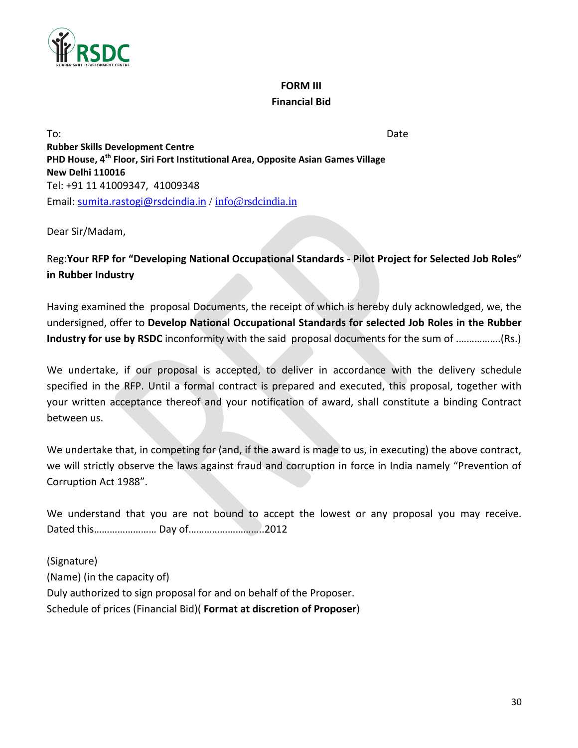**FORM III**

**Financial Bid**

To: Date

**Rubber Skills Development Centre**
**PHD House, 4th Floor, Siri Fort Institutional Area, Opposite Asian Games Village**
**New Delhi 110016**
Tel: +91 11 41009347, 41009348
Email: sumita.rastogi@rsdcindia.in / info@rsdcindia.in

Dear Sir/Madam,

Reg:**Your RFP for "Developing National Occupational Standards - Pilot Project for Selected Job Roles" in Rubber Industry**

Having examined the proposal Documents, the receipt of which is hereby duly acknowledged, we, the undersigned, offer to **Develop National Occupational Standards for selected Job Roles in the Rubber Industry for use by RSDC** inconformity with the said proposal documents for the sum of ……………..(Rs.)

We undertake, if our proposal is accepted, to deliver in accordance with the delivery schedule specified in the RFP. Until a formal contract is prepared and executed, this proposal, together with your written acceptance thereof and your notification of award, shall constitute a binding Contract between us.

We undertake that, in competing for (and, if the award is made to us, in executing) the above contract, we will strictly observe the laws against fraud and corruption in force in India namely "Prevention of Corruption Act 1988".

We understand that you are not bound to accept the lowest or any proposal you may receive. Dated this…………………… Day of………………………..2012

(Signature)
(Name) (in the capacity of)
Duly authorized to sign proposal for and on behalf of the Proposer.
Schedule of prices (Financial Bid)( **Format at discretion of Proposer**)